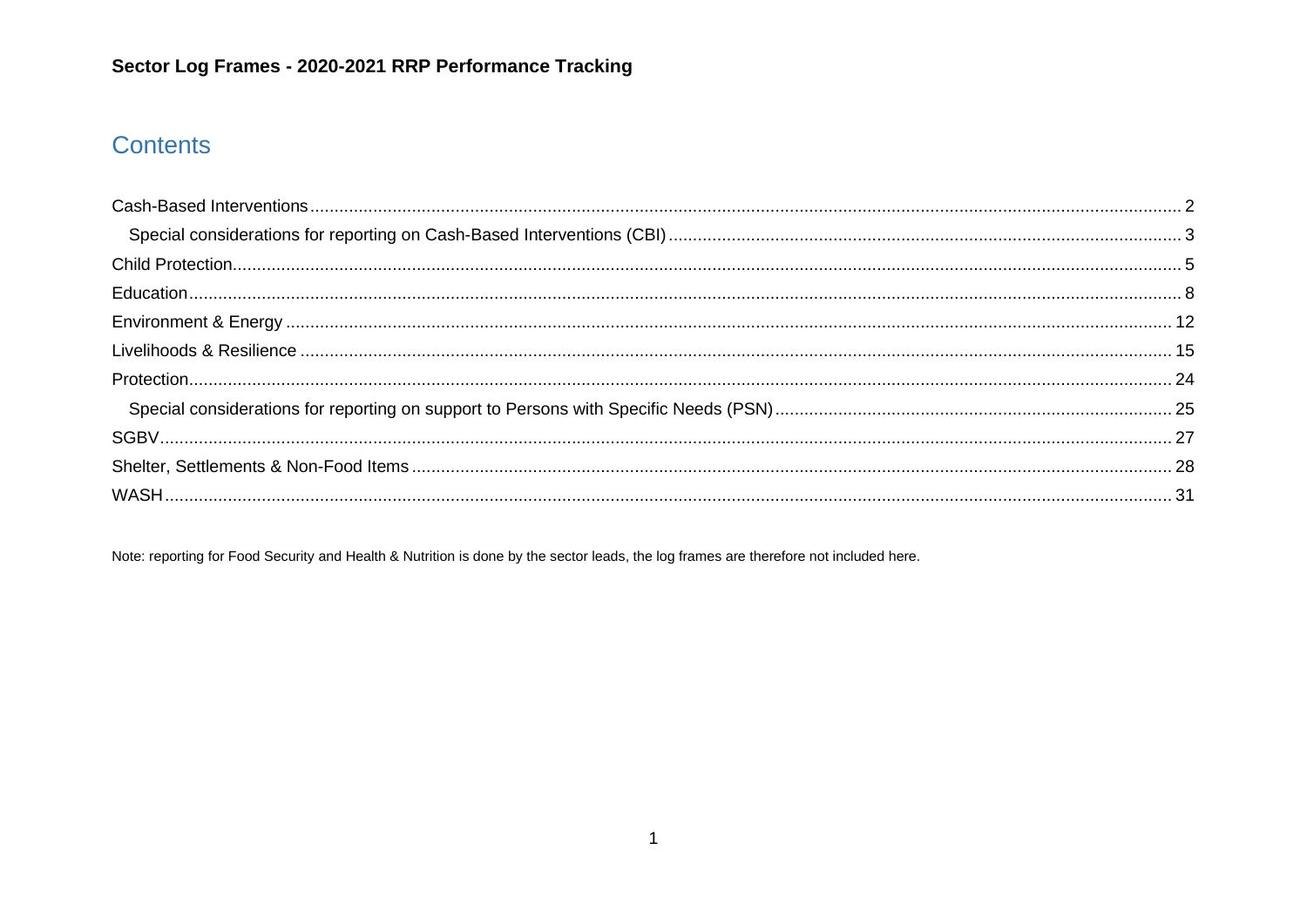**Sector Log Frames - 2020-2021 RRP Performance Tracking**

## Contents

- Cash-Based Interventions ..... 2
  - Special considerations for reporting on Cash-Based Interventions (CBI) ..... 3
- Child Protection ..... 5
- Education ..... 8
- Environment & Energy ..... 12
- Livelihoods & Resilience ..... 15
- Protection ..... 24
  - Special considerations for reporting on support to Persons with Specific Needs (PSN) ..... 25
- SGBV ..... 27
- Shelter, Settlements & Non-Food Items ..... 28
- WASH ..... 31

Note: reporting for Food Security and Health & Nutrition is done by the sector leads, the log frames are therefore not included here.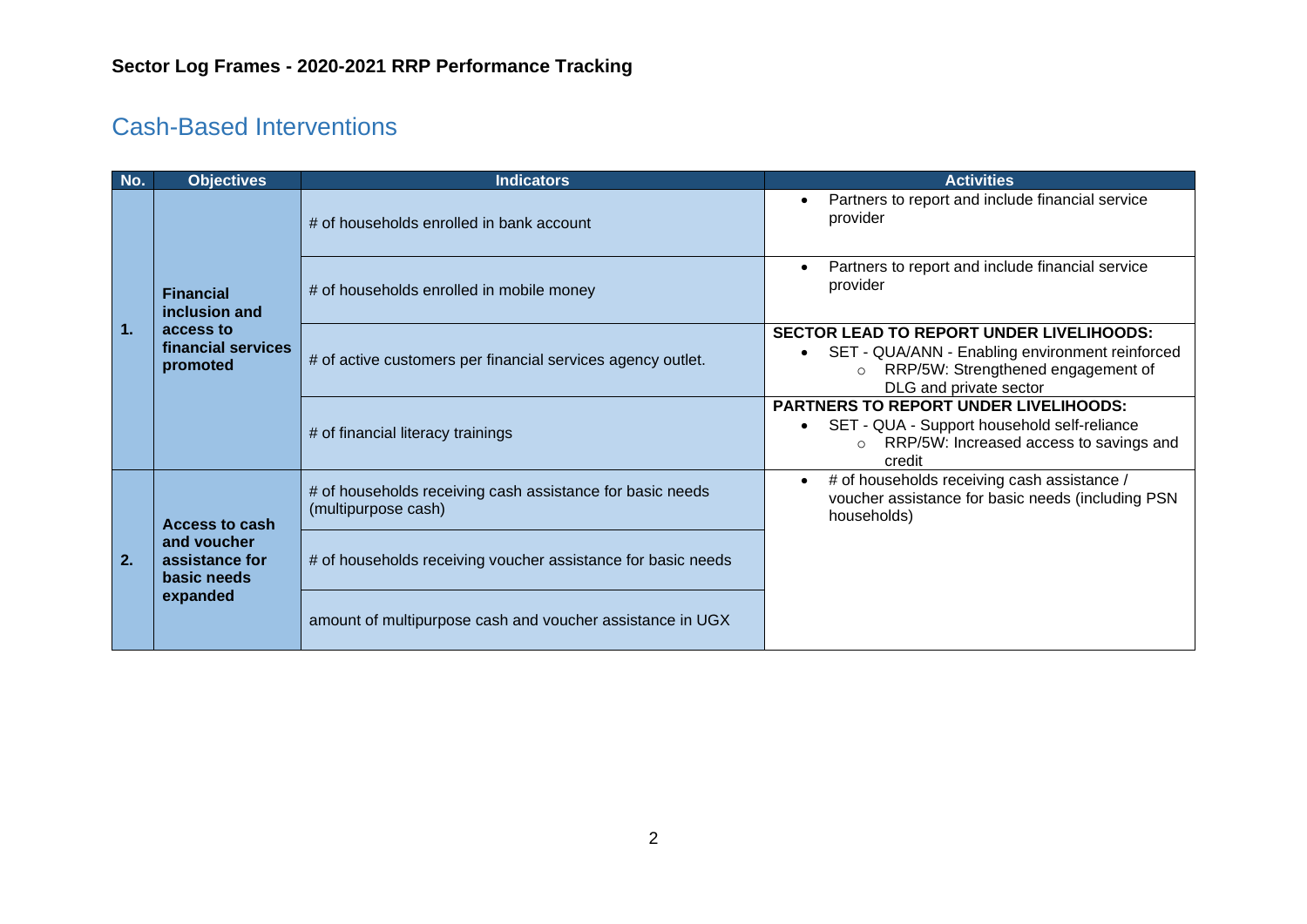**Sector Log Frames - 2020-2021 RRP Performance Tracking**

## Cash-Based Interventions

| No. | Objectives | Indicators | Activities |
|---|---|---|---|
| 1. | **Financial inclusion and access to financial services promoted** | # of households enrolled in bank account | • Partners to report and include financial service provider |
| | | # of households enrolled in mobile money | • Partners to report and include financial service provider |
| | | # of active customers per financial services agency outlet. | **SECTOR LEAD TO REPORT UNDER LIVELIHOODS:** • SET - QUA/ANN - Enabling environment reinforced ○ RRP/5W: Strengthened engagement of DLG and private sector |
| | | # of financial literacy trainings | **PARTNERS TO REPORT UNDER LIVELIHOODS:** • SET - QUA - Support household self-reliance ○ RRP/5W: Increased access to savings and credit |
| 2. | **Access to cash and voucher assistance for basic needs expanded** | # of households receiving cash assistance for basic needs (multipurpose cash) | • # of households receiving cash assistance / voucher assistance for basic needs (including PSN households) |
| | | # of households receiving voucher assistance for basic needs | |
| | | amount of multipurpose cash and voucher assistance in UGX | |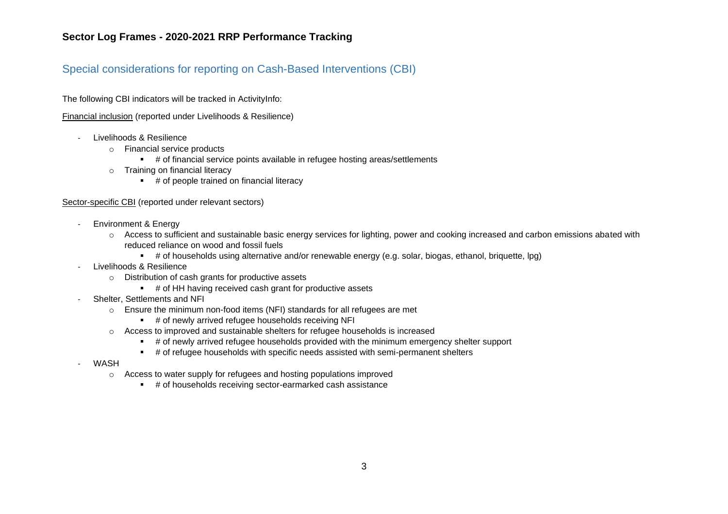# Sector Log Frames - 2020-2021 RRP Performance Tracking

## Special considerations for reporting on Cash-Based Interventions (CBI)

The following CBI indicators will be tracked in ActivityInfo:

<u>Financial inclusion</u> (reported under Livelihoods & Resilience)

- Livelihoods & Resilience
  - Financial service products
    - # of financial service points available in refugee hosting areas/settlements
  - Training on financial literacy
    - # of people trained on financial literacy

<u>Sector-specific CBI</u> (reported under relevant sectors)

- Environment & Energy
  - Access to sufficient and sustainable basic energy services for lighting, power and cooking increased and carbon emissions abated with reduced reliance on wood and fossil fuels
    - # of households using alternative and/or renewable energy (e.g. solar, biogas, ethanol, briquette, lpg)
- Livelihoods & Resilience
  - Distribution of cash grants for productive assets
    - # of HH having received cash grant for productive assets
- Shelter, Settlements and NFI
  - Ensure the minimum non-food items (NFI) standards for all refugees are met
    - # of newly arrived refugee households receiving NFI
  - Access to improved and sustainable shelters for refugee households is increased
    - # of newly arrived refugee households provided with the minimum emergency shelter support
    - # of refugee households with specific needs assisted with semi-permanent shelters
- WASH
  - Access to water supply for refugees and hosting populations improved
    - # of households receiving sector-earmarked cash assistance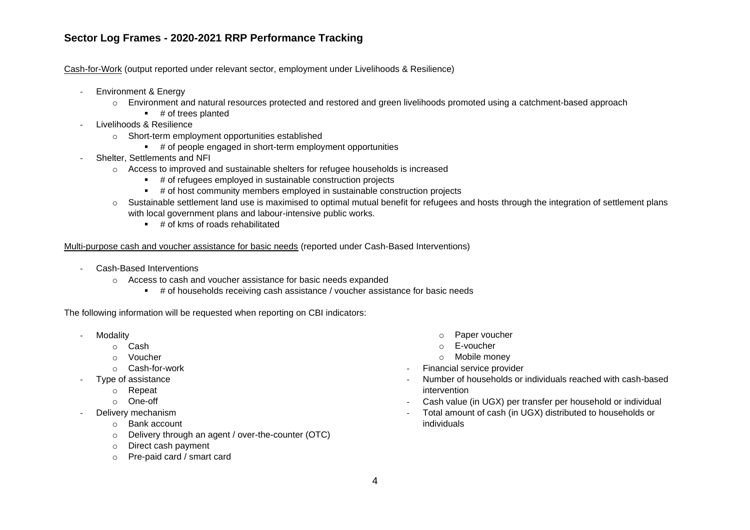## Sector Log Frames - 2020-2021 RRP Performance Tracking

Cash-for-Work (output reported under relevant sector, employment under Livelihoods & Resilience)

- Environment & Energy
    - Environment and natural resources protected and restored and green livelihoods promoted using a catchment-based approach
        - # of trees planted
- Livelihoods & Resilience
    - Short-term employment opportunities established
        - # of people engaged in short-term employment opportunities
- Shelter, Settlements and NFI
    - Access to improved and sustainable shelters for refugee households is increased
        - # of refugees employed in sustainable construction projects
        - # of host community members employed in sustainable construction projects
    - Sustainable settlement land use is maximised to optimal mutual benefit for refugees and hosts through the integration of settlement plans with local government plans and labour-intensive public works.
        - # of kms of roads rehabilitated

Multi-purpose cash and voucher assistance for basic needs (reported under Cash-Based Interventions)

- Cash-Based Interventions
    - Access to cash and voucher assistance for basic needs expanded
        - # of households receiving cash assistance / voucher assistance for basic needs

The following information will be requested when reporting on CBI indicators:

- Modality
    - Cash
    - Voucher
    - Cash-for-work
- Type of assistance
    - Repeat
    - One-off
- Delivery mechanism
    - Bank account
    - Delivery through an agent / over-the-counter (OTC)
    - Direct cash payment
    - Pre-paid card / smart card
    - Paper voucher
    - E-voucher
    - Mobile money
- Financial service provider
- Number of households or individuals reached with cash-based intervention
- Cash value (in UGX) per transfer per household or individual
- Total amount of cash (in UGX) distributed to households or individuals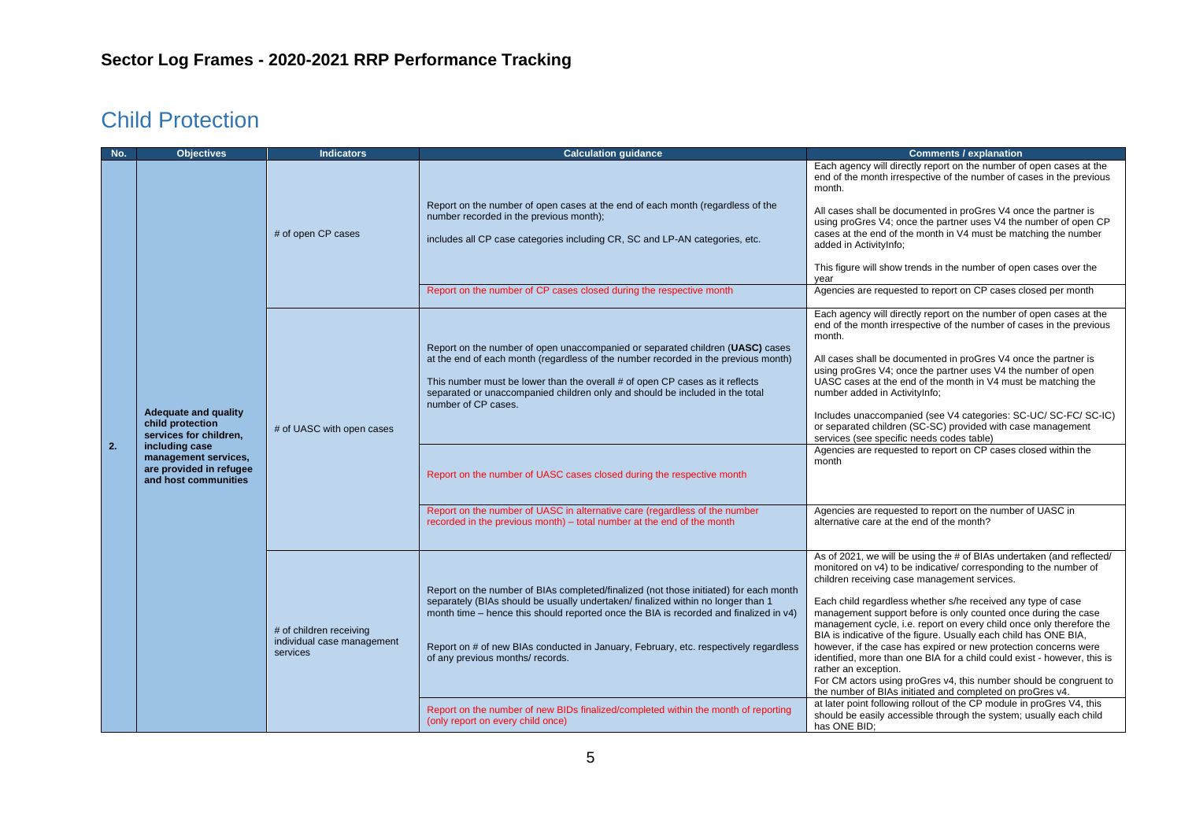## Sector Log Frames - 2020-2021 RRP Performance Tracking

# Child Protection

| No. | Objectives | Indicators | Calculation guidance | Comments / explanation |
|---|---|---|---|---|
| 2. | **Adequate and quality child protection services for children, including case management services, are provided in refugee and host communities** | # of open CP cases | Report on the number of open cases at the end of each month (regardless of the number recorded in the previous month);<br><br>includes all CP case categories including CR, SC and LP-AN categories, etc. | Each agency will directly report on the number of open cases at the end of the month irrespective of the number of cases in the previous month.<br><br>All cases shall be documented in proGres V4 once the partner is using proGres V4; once the partner uses V4 the number of open CP cases at the end of the month in V4 must be matching the number added in ActivityInfo;<br><br>This figure will show trends in the number of open cases over the year |
| | | | Report on the number of CP cases closed during the respective month | Agencies are requested to report on CP cases closed per month |
| | | # of UASC with open cases | Report on the number of open unaccompanied or separated children (**UASC**) cases at the end of each month (regardless of the number recorded in the previous month)<br><br>This number must be lower than the overall # of open CP cases as it reflects separated or unaccompanied children only and should be included in the total number of CP cases. | Each agency will directly report on the number of open cases at the end of the month irrespective of the number of cases in the previous month.<br><br>All cases shall be documented in proGres V4 once the partner is using proGres V4; once the partner uses V4 the number of open UASC cases at the end of the month in V4 must be matching the number added in ActivityInfo;<br><br>Includes unaccompanied (see V4 categories: SC-UC/ SC-FC/ SC-IC) or separated children (SC-SC) provided with case management services (see specific needs codes table) |
| | | | Report on the number of UASC cases closed during the respective month | Agencies are requested to report on CP cases closed within the month |
| | | | Report on the number of UASC in alternative care (regardless of the number recorded in the previous month) – total number at the end of the month | Agencies are requested to report on the number of UASC in alternative care at the end of the month? |
| | | # of children receiving individual case management services | Report on the number of BIAs completed/finalized (not those initiated) for each month separately (BIAs should be usually undertaken/ finalized within no longer than 1 month time – hence this should reported once the BIA is recorded and finalized in v4)<br><br>Report on # of new BIAs conducted in January, February, etc. respectively regardless of any previous months/ records. | As of 2021, we will be using the # of BIAs undertaken (and reflected/ monitored on v4) to be indicative/ corresponding to the number of children receiving case management services.<br><br>Each child regardless whether s/he received any type of case management support before is only counted once during the case management cycle, i.e. report on every child once only therefore the BIA is indicative of the figure. Usually each child has ONE BIA, however, if the case has expired or new protection concerns were identified, more than one BIA for a child could exist - however, this is rather an exception.<br>For CM actors using proGres v4, this number should be congruent to the number of BIAs initiated and completed on proGres v4. |
| | | | Report on the number of new BIDs finalized/completed within the month of reporting (only report on every child once) | at later point following rollout of the CP module in proGres V4, this should be easily accessible through the system; usually each child has ONE BID; |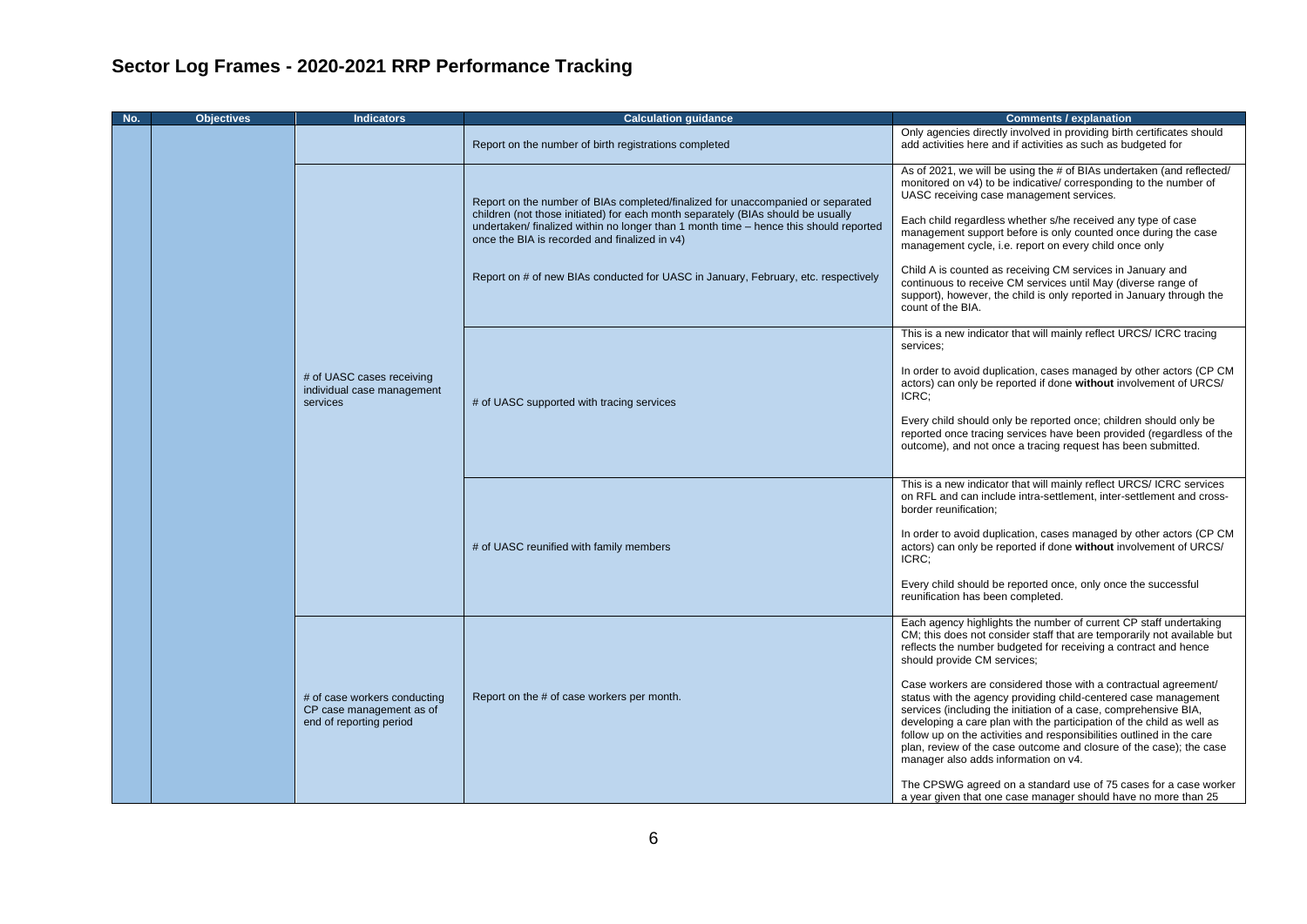# Sector Log Frames - 2020-2021 RRP Performance Tracking

| No. | Objectives | Indicators | Calculation guidance | Comments / explanation |
|---|---|---|---|---|
| | | | Report on the number of birth registrations completed | Only agencies directly involved in providing birth certificates should add activities here and if activities as such as budgeted for |
| | | # of UASC cases receiving individual case management services | Report on the number of BIAs completed/finalized for unaccompanied or separated children (not those initiated) for each month separately (BIAs should be usually undertaken/ finalized within no longer than 1 month time – hence this should reported once the BIA is recorded and finalized in v4)<br><br>Report on # of new BIAs conducted for UASC in January, February, etc. respectively | As of 2021, we will be using the # of BIAs undertaken (and reflected/ monitored on v4) to be indicative/ corresponding to the number of UASC receiving case management services.<br><br>Each child regardless whether s/he received any type of case management support before is only counted once during the case management cycle, i.e. report on every child once only<br><br>Child A is counted as receiving CM services in January and continuous to receive CM services until May (diverse range of support), however, the child is only reported in January through the count of the BIA. |
| | | | # of UASC supported with tracing services | This is a new indicator that will mainly reflect URCS/ ICRC tracing services;<br><br>In order to avoid duplication, cases managed by other actors (CP CM actors) can only be reported if done **without** involvement of URCS/ ICRC;<br><br>Every child should only be reported once; children should only be reported once tracing services have been provided (regardless of the outcome), and not once a tracing request has been submitted. |
| | | | # of UASC reunified with family members | This is a new indicator that will mainly reflect URCS/ ICRC services on RFL and can include intra-settlement, inter-settlement and cross-border reunification;<br><br>In order to avoid duplication, cases managed by other actors (CP CM actors) can only be reported if done **without** involvement of URCS/ ICRC;<br><br>Every child should be reported once, only once the successful reunification has been completed. |
| | | # of case workers conducting CP case management as of end of reporting period | Report on the # of case workers per month. | Each agency highlights the number of current CP staff undertaking CM; this does not consider staff that are temporarily not available but reflects the number budgeted for receiving a contract and hence should provide CM services;<br><br>Case workers are considered those with a contractual agreement/ status with the agency providing child-centered case management services (including the initiation of a case, comprehensive BIA, developing a care plan with the participation of the child as well as follow up on the activities and responsibilities outlined in the care plan, review of the case outcome and closure of the case); the case manager also adds information on v4.<br><br>The CPSWG agreed on a standard use of 75 cases for a case worker a year given that one case manager should have no more than 25 |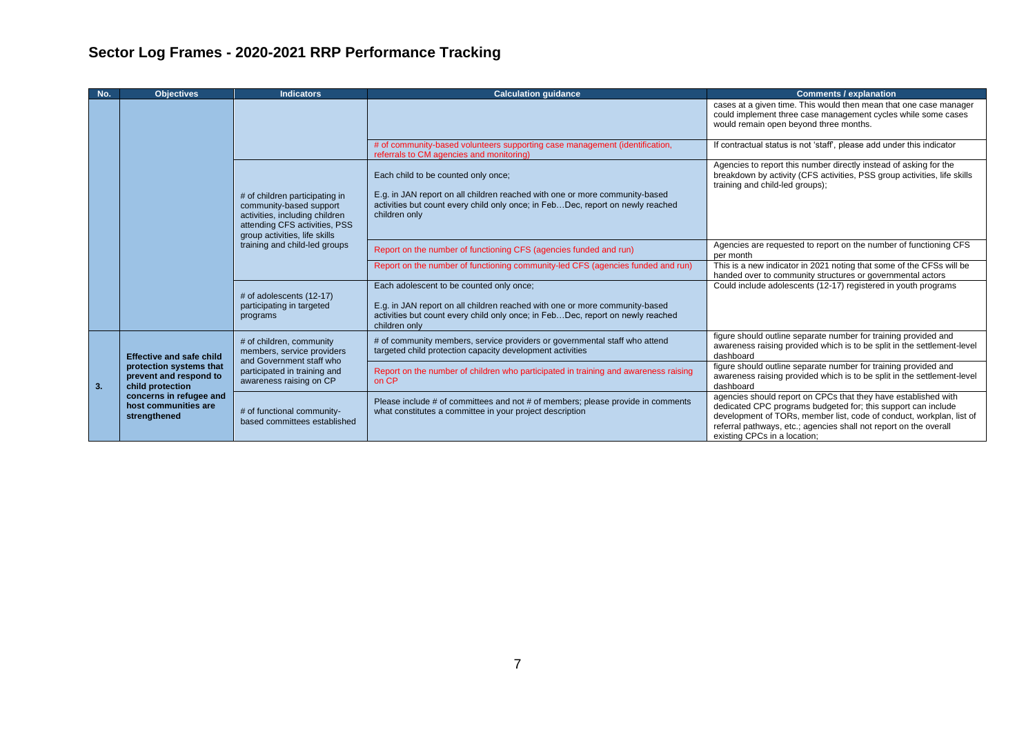# Sector Log Frames - 2020-2021 RRP Performance Tracking

| No. | Objectives | Indicators | Calculation guidance | Comments / explanation |
|---|---|---|---|---|
| | | | | cases at a given time. This would then mean that one case manager could implement three case management cycles while some cases would remain open beyond three months. |
| | | | # of community-based volunteers supporting case management (identification, referrals to CM agencies and monitoring) | If contractual status is not 'staff', please add under this indicator |
| | | # of children participating in community-based support activities, including children attending CFS activities, PSS group activities, life skills training and child-led groups | Each child to be counted only once;<br><br>E.g. in JAN report on all children reached with one or more community-based activities but count every child only once; in Feb…Dec, report on newly reached children only | Agencies to report this number directly instead of asking for the breakdown by activity (CFS activities, PSS group activities, life skills training and child-led groups); |
| | | | Report on the number of functioning CFS (agencies funded and run) | Agencies are requested to report on the number of functioning CFS per month |
| | | | Report on the number of functioning community-led CFS (agencies funded and run) | This is a new indicator in 2021 noting that some of the CFSs will be handed over to community structures or governmental actors |
| | | # of adolescents (12-17) participating in targeted programs | Each adolescent to be counted only once;<br><br>E.g. in JAN report on all children reached with one or more community-based activities but count every child only once; in Feb…Dec, report on newly reached children only | Could include adolescents (12-17) registered in youth programs |
| 3. | **Effective and safe child protection systems that prevent and respond to child protection concerns in refugee and host communities are strengthened** | # of children, community members, service providers and Government staff who participated in training and awareness raising on CP | # of community members, service providers or governmental staff who attend targeted child protection capacity development activities | figure should outline separate number for training provided and awareness raising provided which is to be split in the settlement-level dashboard |
| | | | Report on the number of children who participated in training and awareness raising on CP | figure should outline separate number for training provided and awareness raising provided which is to be split in the settlement-level dashboard |
| | | # of functional community-based committees established | Please include # of committees and not # of members; please provide in comments what constitutes a committee in your project description | agencies should report on CPCs that they have established with dedicated CPC programs budgeted for; this support can include development of TORs, member list, code of conduct, workplan, list of referral pathways, etc.; agencies shall not report on the overall existing CPCs in a location; |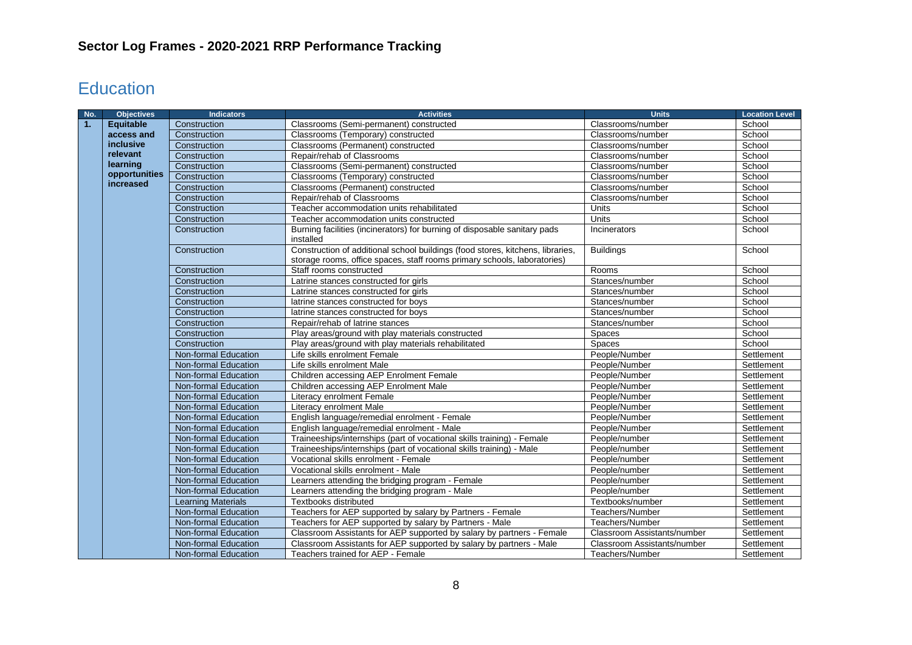## Sector Log Frames - 2020-2021 RRP Performance Tracking

# Education

| No. | Objectives | Indicators | Activities | Units | Location Level |
|---|---|---|---|---|---|
| 1. | Equitable access and inclusive relevant learning opportunities increased | Construction | Classrooms (Semi-permanent) constructed | Classrooms/number | School |
| | | Construction | Classrooms (Temporary) constructed | Classrooms/number | School |
| | | Construction | Classrooms (Permanent) constructed | Classrooms/number | School |
| | | Construction | Repair/rehab of Classrooms | Classrooms/number | School |
| | | Construction | Classrooms (Semi-permanent) constructed | Classrooms/number | School |
| | | Construction | Classrooms (Temporary) constructed | Classrooms/number | School |
| | | Construction | Classrooms (Permanent) constructed | Classrooms/number | School |
| | | Construction | Repair/rehab of Classrooms | Classrooms/number | School |
| | | Construction | Teacher accommodation units rehabilitated | Units | School |
| | | Construction | Teacher accommodation units constructed | Units | School |
| | | Construction | Burning facilities (incinerators) for burning of disposable sanitary pads installed | Incinerators | School |
| | | Construction | Construction of additional school buildings (food stores, kitchens, libraries, storage rooms, office spaces, staff rooms primary schools, laboratories) | Buildings | School |
| | | Construction | Staff rooms constructed | Rooms | School |
| | | Construction | Latrine stances constructed for girls | Stances/number | School |
| | | Construction | Latrine stances constructed for girls | Stances/number | School |
| | | Construction | latrine stances constructed for boys | Stances/number | School |
| | | Construction | latrine stances constructed for boys | Stances/number | School |
| | | Construction | Repair/rehab of latrine stances | Stances/number | School |
| | | Construction | Play areas/ground with play materials constructed | Spaces | School |
| | | Construction | Play areas/ground with play materials rehabilitated | Spaces | School |
| | | Non-formal Education | Life skills enrolment Female | People/Number | Settlement |
| | | Non-formal Education | Life skills enrolment Male | People/Number | Settlement |
| | | Non-formal Education | Children accessing AEP Enrolment Female | People/Number | Settlement |
| | | Non-formal Education | Children accessing AEP Enrolment Male | People/Number | Settlement |
| | | Non-formal Education | Literacy enrolment Female | People/Number | Settlement |
| | | Non-formal Education | Literacy enrolment Male | People/Number | Settlement |
| | | Non-formal Education | English language/remedial enrolment - Female | People/Number | Settlement |
| | | Non-formal Education | English language/remedial enrolment - Male | People/Number | Settlement |
| | | Non-formal Education | Traineeships/internships (part of vocational skills training) - Female | People/number | Settlement |
| | | Non-formal Education | Traineeships/internships (part of vocational skills training) - Male | People/number | Settlement |
| | | Non-formal Education | Vocational skills enrolment - Female | People/number | Settlement |
| | | Non-formal Education | Vocational skills enrolment - Male | People/number | Settlement |
| | | Non-formal Education | Learners attending the bridging program - Female | People/number | Settlement |
| | | Non-formal Education | Learners attending the bridging program - Male | People/number | Settlement |
| | | Learning Materials | Textbooks distributed | Textbooks/number | Settlement |
| | | Non-formal Education | Teachers for AEP supported by salary by Partners - Female | Teachers/Number | Settlement |
| | | Non-formal Education | Teachers for AEP supported by salary by Partners - Male | Teachers/Number | Settlement |
| | | Non-formal Education | Classroom Assistants for AEP supported by salary by partners - Female | Classroom Assistants/number | Settlement |
| | | Non-formal Education | Classroom Assistants for AEP supported by salary by partners - Male | Classroom Assistants/number | Settlement |
| | | Non-formal Education | Teachers trained for AEP - Female | Teachers/Number | Settlement |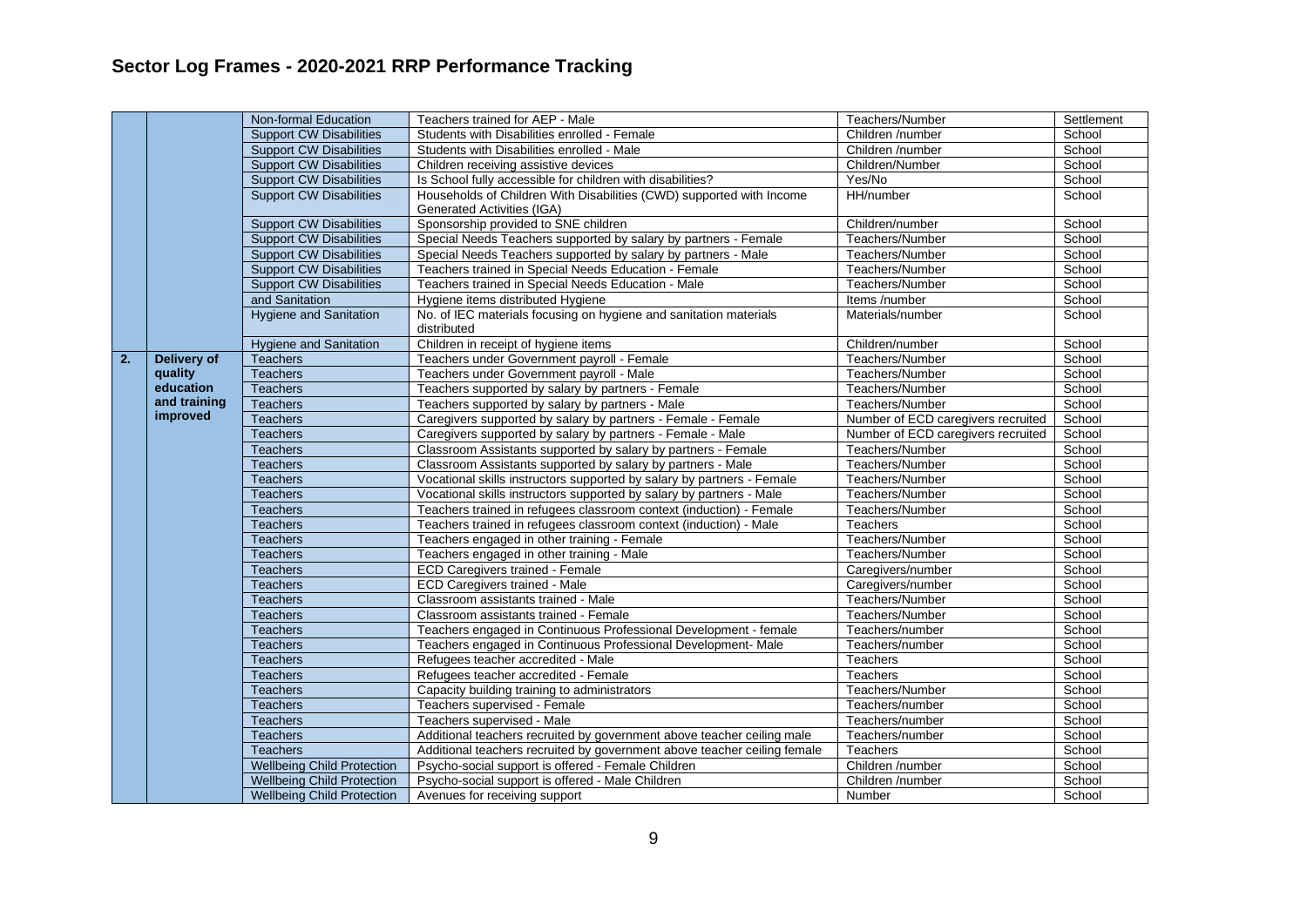# Sector Log Frames - 2020-2021 RRP Performance Tracking

| | | | | | |
|---|---|---|---|---|---|
| | | Non-formal Education | Teachers trained for AEP - Male | Teachers/Number | Settlement |
| | | Support CW Disabilities | Students with Disabilities enrolled - Female | Children /number | School |
| | | Support CW Disabilities | Students with Disabilities enrolled - Male | Children /number | School |
| | | Support CW Disabilities | Children receiving assistive devices | Children/Number | School |
| | | Support CW Disabilities | Is School fully accessible for children with disabilities? | Yes/No | School |
| | | Support CW Disabilities | Households of Children With Disabilities (CWD) supported with Income Generated Activities (IGA) | HH/number | School |
| | | Support CW Disabilities | Sponsorship provided to SNE children | Children/number | School |
| | | Support CW Disabilities | Special Needs Teachers supported by salary by partners - Female | Teachers/Number | School |
| | | Support CW Disabilities | Special Needs Teachers supported by salary by partners - Male | Teachers/Number | School |
| | | Support CW Disabilities | Teachers trained in Special Needs Education - Female | Teachers/Number | School |
| | | Support CW Disabilities | Teachers trained in Special Needs Education - Male | Teachers/Number | School |
| | | and Sanitation | Hygiene items distributed Hygiene | Items /number | School |
| | | Hygiene and Sanitation | No. of IEC materials focusing on hygiene and sanitation materials distributed | Materials/number | School |
| | | Hygiene and Sanitation | Children in receipt of hygiene items | Children/number | School |
| **2.** | **Delivery of quality education and training improved** | Teachers | Teachers under Government payroll - Female | Teachers/Number | School |
| | | Teachers | Teachers under Government payroll - Male | Teachers/Number | School |
| | | Teachers | Teachers supported by salary by partners - Female | Teachers/Number | School |
| | | Teachers | Teachers supported by salary by partners - Male | Teachers/Number | School |
| | | Teachers | Caregivers supported by salary by partners - Female - Female | Number of ECD caregivers recruited | School |
| | | Teachers | Caregivers supported by salary by partners - Female - Male | Number of ECD caregivers recruited | School |
| | | Teachers | Classroom Assistants supported by salary by partners - Female | Teachers/Number | School |
| | | Teachers | Classroom Assistants supported by salary by partners - Male | Teachers/Number | School |
| | | Teachers | Vocational skills instructors supported by salary by partners - Female | Teachers/Number | School |
| | | Teachers | Vocational skills instructors supported by salary by partners - Male | Teachers/Number | School |
| | | Teachers | Teachers trained in refugees classroom context (induction) - Female | Teachers/Number | School |
| | | Teachers | Teachers trained in refugees classroom context (induction) - Male | Teachers | School |
| | | Teachers | Teachers engaged in other training - Female | Teachers/Number | School |
| | | Teachers | Teachers engaged in other training - Male | Teachers/Number | School |
| | | Teachers | ECD Caregivers trained - Female | Caregivers/number | School |
| | | Teachers | ECD Caregivers trained - Male | Caregivers/number | School |
| | | Teachers | Classroom assistants trained - Male | Teachers/Number | School |
| | | Teachers | Classroom assistants trained - Female | Teachers/Number | School |
| | | Teachers | Teachers engaged in Continuous Professional Development - female | Teachers/number | School |
| | | Teachers | Teachers engaged in Continuous Professional Development- Male | Teachers/number | School |
| | | Teachers | Refugees teacher accredited - Male | Teachers | School |
| | | Teachers | Refugees teacher accredited - Female | Teachers | School |
| | | Teachers | Capacity building training to administrators | Teachers/Number | School |
| | | Teachers | Teachers supervised - Female | Teachers/number | School |
| | | Teachers | Teachers supervised - Male | Teachers/number | School |
| | | Teachers | Additional teachers recruited by government above teacher ceiling male | Teachers/number | School |
| | | Teachers | Additional teachers recruited by government above teacher ceiling female | Teachers | School |
| | | Wellbeing Child Protection | Psycho-social support is offered - Female Children | Children /number | School |
| | | Wellbeing Child Protection | Psycho-social support is offered - Male Children | Children /number | School |
| | | Wellbeing Child Protection | Avenues for receiving support | Number | School |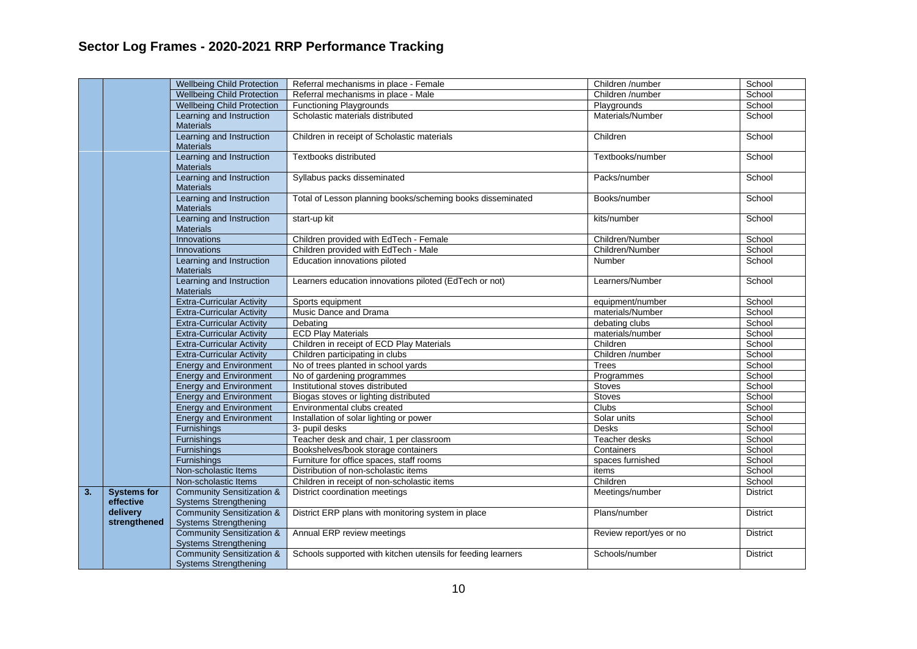# Sector Log Frames - 2020-2021 RRP Performance Tracking

| | | | | | |
|---|---|---|---|---|---|
| | | Wellbeing Child Protection | Referral mechanisms in place - Female | Children /number | School |
| | | Wellbeing Child Protection | Referral mechanisms in place - Male | Children /number | School |
| | | Wellbeing Child Protection | Functioning Playgrounds | Playgrounds | School |
| | | Learning and Instruction Materials | Scholastic materials distributed | Materials/Number | School |
| | | Learning and Instruction Materials | Children in receipt of Scholastic materials | Children | School |
| | | Learning and Instruction Materials | Textbooks distributed | Textbooks/number | School |
| | | Learning and Instruction Materials | Syllabus packs disseminated | Packs/number | School |
| | | Learning and Instruction Materials | Total of Lesson planning books/scheming books disseminated | Books/number | School |
| | | Learning and Instruction Materials | start-up kit | kits/number | School |
| | | Innovations | Children provided with EdTech - Female | Children/Number | School |
| | | Innovations | Children provided with EdTech - Male | Children/Number | School |
| | | Learning and Instruction Materials | Education innovations piloted | Number | School |
| | | Learning and Instruction Materials | Learners education innovations piloted (EdTech or not) | Learners/Number | School |
| | | Extra-Curricular Activity | Sports equipment | equipment/number | School |
| | | Extra-Curricular Activity | Music Dance and Drama | materials/Number | School |
| | | Extra-Curricular Activity | Debating | debating clubs | School |
| | | Extra-Curricular Activity | ECD Play Materials | materials/number | School |
| | | Extra-Curricular Activity | Children in receipt of ECD Play Materials | Children | School |
| | | Extra-Curricular Activity | Children participating in clubs | Children /number | School |
| | | Energy and Environment | No of trees planted in school yards | Trees | School |
| | | Energy and Environment | No of gardening programmes | Programmes | School |
| | | Energy and Environment | Institutional stoves distributed | Stoves | School |
| | | Energy and Environment | Biogas stoves or lighting distributed | Stoves | School |
| | | Energy and Environment | Environmental clubs created | Clubs | School |
| | | Energy and Environment | Installation of solar lighting or power | Solar units | School |
| | | Furnishings | 3- pupil desks | Desks | School |
| | | Furnishings | Teacher desk and chair, 1 per classroom | Teacher desks | School |
| | | Furnishings | Bookshelves/book storage containers | Containers | School |
| | | Furnishings | Furniture for office spaces, staff rooms | spaces furnished | School |
| | | Non-scholastic Items | Distribution of non-scholastic items | items | School |
| | | Non-scholastic Items | Children in receipt of non-scholastic items | Children | School |
| **3.** | **Systems for effective delivery strengthened** | Community Sensitization & Systems Strengthening | District coordination meetings | Meetings/number | District |
| | | Community Sensitization & Systems Strengthening | District ERP plans with monitoring system in place | Plans/number | District |
| | | Community Sensitization & Systems Strengthening | Annual ERP review meetings | Review report/yes or no | District |
| | | Community Sensitization & Systems Strengthening | Schools supported with kitchen utensils for feeding learners | Schools/number | District |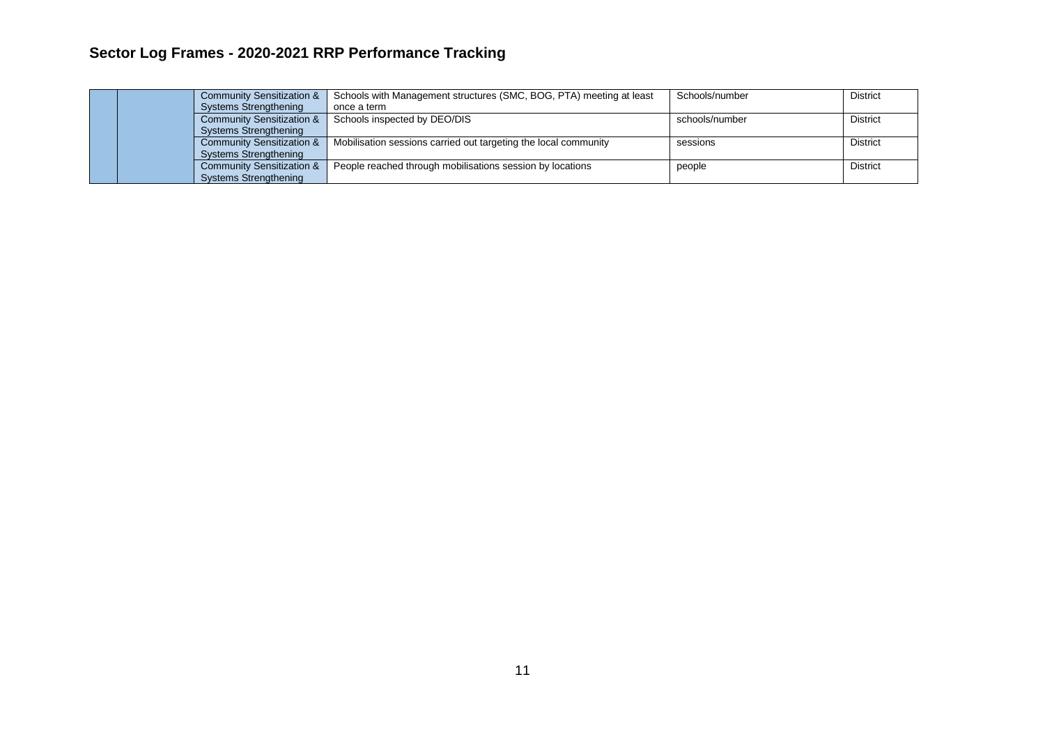## Sector Log Frames - 2020-2021 RRP Performance Tracking

| | | | | | |
|---|---|---|---|---|---|
| | | Community Sensitization & Systems Strengthening | Schools with Management structures (SMC, BOG, PTA) meeting at least once a term | Schools/number | District |
| | | Community Sensitization & Systems Strengthening | Schools inspected by DEO/DIS | schools/number | District |
| | | Community Sensitization & Systems Strengthening | Mobilisation sessions carried out targeting the local community | sessions | District |
| | | Community Sensitization & Systems Strengthening | People reached through mobilisations session by locations | people | District |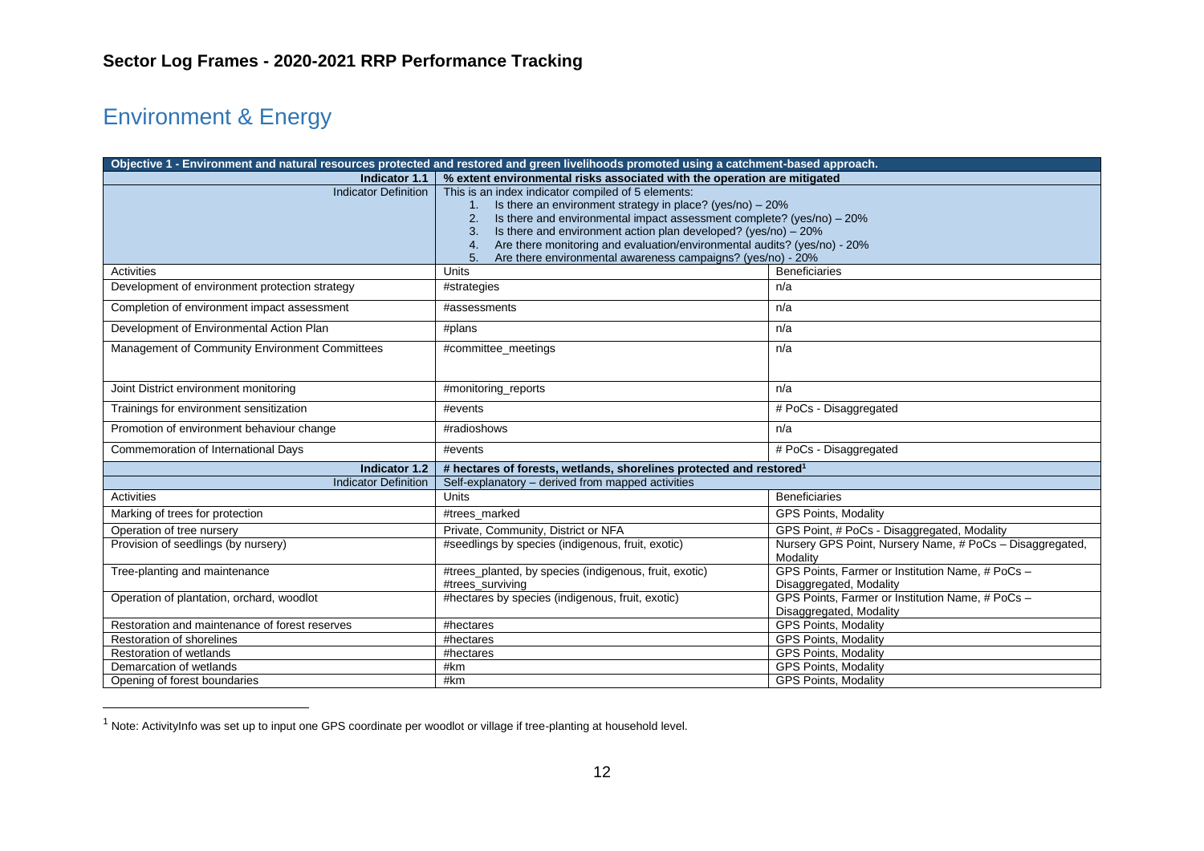**Sector Log Frames - 2020-2021 RRP Performance Tracking**

## Environment & Energy

| **Objective 1 - Environment and natural resources protected and restored and green livelihoods promoted using a catchment-based approach.** | | |
|---|---|---|
| **Indicator 1.1** | **% extent environmental risks associated with the operation are mitigated** | |
| Indicator Definition | This is an index indicator compiled of 5 elements:<br>1. Is there an environment strategy in place? (yes/no) – 20%<br>2. Is there and environmental impact assessment complete? (yes/no) – 20%<br>3. Is there and environment action plan developed? (yes/no) – 20%<br>4. Are there monitoring and evaluation/environmental audits? (yes/no) - 20%<br>5. Are there environmental awareness campaigns? (yes/no) - 20% | |
| Activities | Units | Beneficiaries |
| Development of environment protection strategy | #strategies | n/a |
| Completion of environment impact assessment | #assessments | n/a |
| Development of Environmental Action Plan | #plans | n/a |
| Management of Community Environment Committees | #committee_meetings | n/a |
| Joint District environment monitoring | #monitoring_reports | n/a |
| Trainings for environment sensitization | #events | # PoCs - Disaggregated |
| Promotion of environment behaviour change | #radioshows | n/a |
| Commemoration of International Days | #events | # PoCs - Disaggregated |
| **Indicator 1.2** | **# hectares of forests, wetlands, shorelines protected and restored[1]** | |
| Indicator Definition | Self-explanatory – derived from mapped activities | |
| Activities | Units | Beneficiaries |
| Marking of trees for protection | #trees_marked | GPS Points, Modality |
| Operation of tree nursery | Private, Community, District or NFA | GPS Point, # PoCs - Disaggregated, Modality |
| Provision of seedlings (by nursery) | #seedlings by species (indigenous, fruit, exotic) | Nursery GPS Point, Nursery Name, # PoCs – Disaggregated, Modality |
| Tree-planting and maintenance | #trees_planted, by species (indigenous, fruit, exotic)<br>#trees_surviving | GPS Points, Farmer or Institution Name, # PoCs – Disaggregated, Modality |
| Operation of plantation, orchard, woodlot | #hectares by species (indigenous, fruit, exotic) | GPS Points, Farmer or Institution Name, # PoCs – Disaggregated, Modality |
| Restoration and maintenance of forest reserves | #hectares | GPS Points, Modality |
| Restoration of shorelines | #hectares | GPS Points, Modality |
| Restoration of wetlands | #hectares | GPS Points, Modality |
| Demarcation of wetlands | #km | GPS Points, Modality |
| Opening of forest boundaries | #km | GPS Points, Modality |

[1] Note: ActivityInfo was set up to input one GPS coordinate per woodlot or village if tree-planting at household level.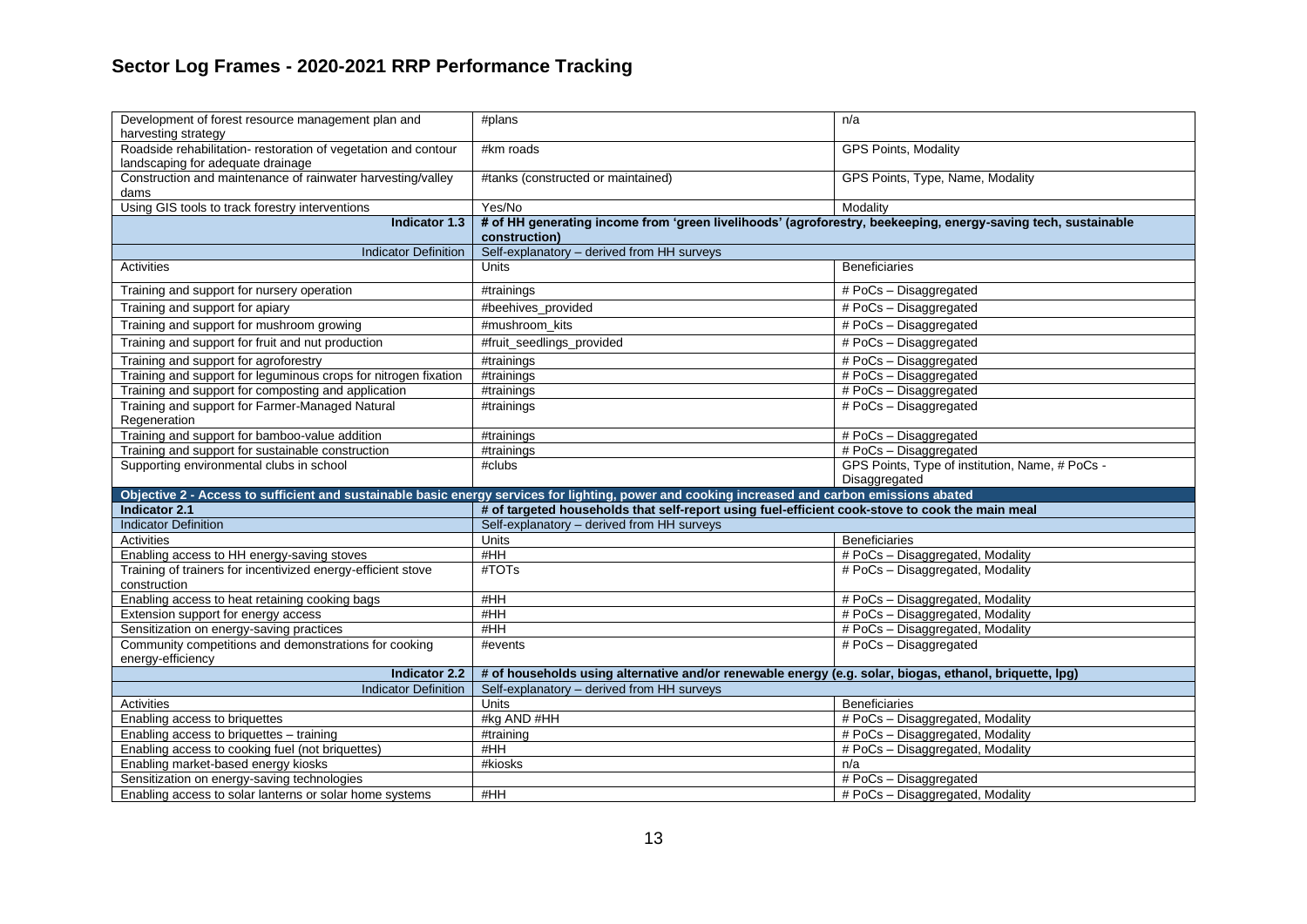# Sector Log Frames - 2020-2021 RRP Performance Tracking

| | | |
|---|---|---|
| Development of forest resource management plan and harvesting strategy | #plans | n/a |
| Roadside rehabilitation- restoration of vegetation and contour landscaping for adequate drainage | #km roads | GPS Points, Modality |
| Construction and maintenance of rainwater harvesting/valley dams | #tanks (constructed or maintained) | GPS Points, Type, Name, Modality |
| Using GIS tools to track forestry interventions | Yes/No | Modality |
| **Indicator 1.3** | **# of HH generating income from 'green livelihoods' (agroforestry, beekeeping, energy-saving tech, sustainable construction)** | |
| Indicator Definition | Self-explanatory – derived from HH surveys | |
| Activities | Units | Beneficiaries |
| Training and support for nursery operation | #trainings | # PoCs – Disaggregated |
| Training and support for apiary | #beehives_provided | # PoCs – Disaggregated |
| Training and support for mushroom growing | #mushroom_kits | # PoCs – Disaggregated |
| Training and support for fruit and nut production | #fruit_seedlings_provided | # PoCs – Disaggregated |
| Training and support for agroforestry | #trainings | # PoCs – Disaggregated |
| Training and support for leguminous crops for nitrogen fixation | #trainings | # PoCs – Disaggregated |
| Training and support for composting and application | #trainings | # PoCs – Disaggregated |
| Training and support for Farmer-Managed Natural Regeneration | #trainings | # PoCs – Disaggregated |
| Training and support for bamboo-value addition | #trainings | # PoCs – Disaggregated |
| Training and support for sustainable construction | #trainings | # PoCs – Disaggregated |
| Supporting environmental clubs in school | #clubs | GPS Points, Type of institution, Name, # PoCs - Disaggregated |
| **Objective 2 - Access to sufficient and sustainable basic energy services for lighting, power and cooking increased and carbon emissions abated** | | |
| **Indicator 2.1** | **# of targeted households that self-report using fuel-efficient cook-stove to cook the main meal** | |
| Indicator Definition | Self-explanatory – derived from HH surveys | |
| Activities | Units | Beneficiaries |
| Enabling access to HH energy-saving stoves | #HH | # PoCs – Disaggregated, Modality |
| Training of trainers for incentivized energy-efficient stove construction | #TOTs | # PoCs – Disaggregated, Modality |
| Enabling access to heat retaining cooking bags | #HH | # PoCs – Disaggregated, Modality |
| Extension support for energy access | #HH | # PoCs – Disaggregated, Modality |
| Sensitization on energy-saving practices | #HH | # PoCs – Disaggregated, Modality |
| Community competitions and demonstrations for cooking energy-efficiency | #events | # PoCs – Disaggregated |
| **Indicator 2.2** | **# of households using alternative and/or renewable energy (e.g. solar, biogas, ethanol, briquette, lpg)** | |
| Indicator Definition | Self-explanatory – derived from HH surveys | |
| Activities | Units | Beneficiaries |
| Enabling access to briquettes | #kg AND #HH | # PoCs – Disaggregated, Modality |
| Enabling access to briquettes – training | #training | # PoCs – Disaggregated, Modality |
| Enabling access to cooking fuel (not briquettes) | #HH | # PoCs – Disaggregated, Modality |
| Enabling market-based energy kiosks | #kiosks | n/a |
| Sensitization on energy-saving technologies | | # PoCs – Disaggregated |
| Enabling access to solar lanterns or solar home systems | #HH | # PoCs – Disaggregated, Modality |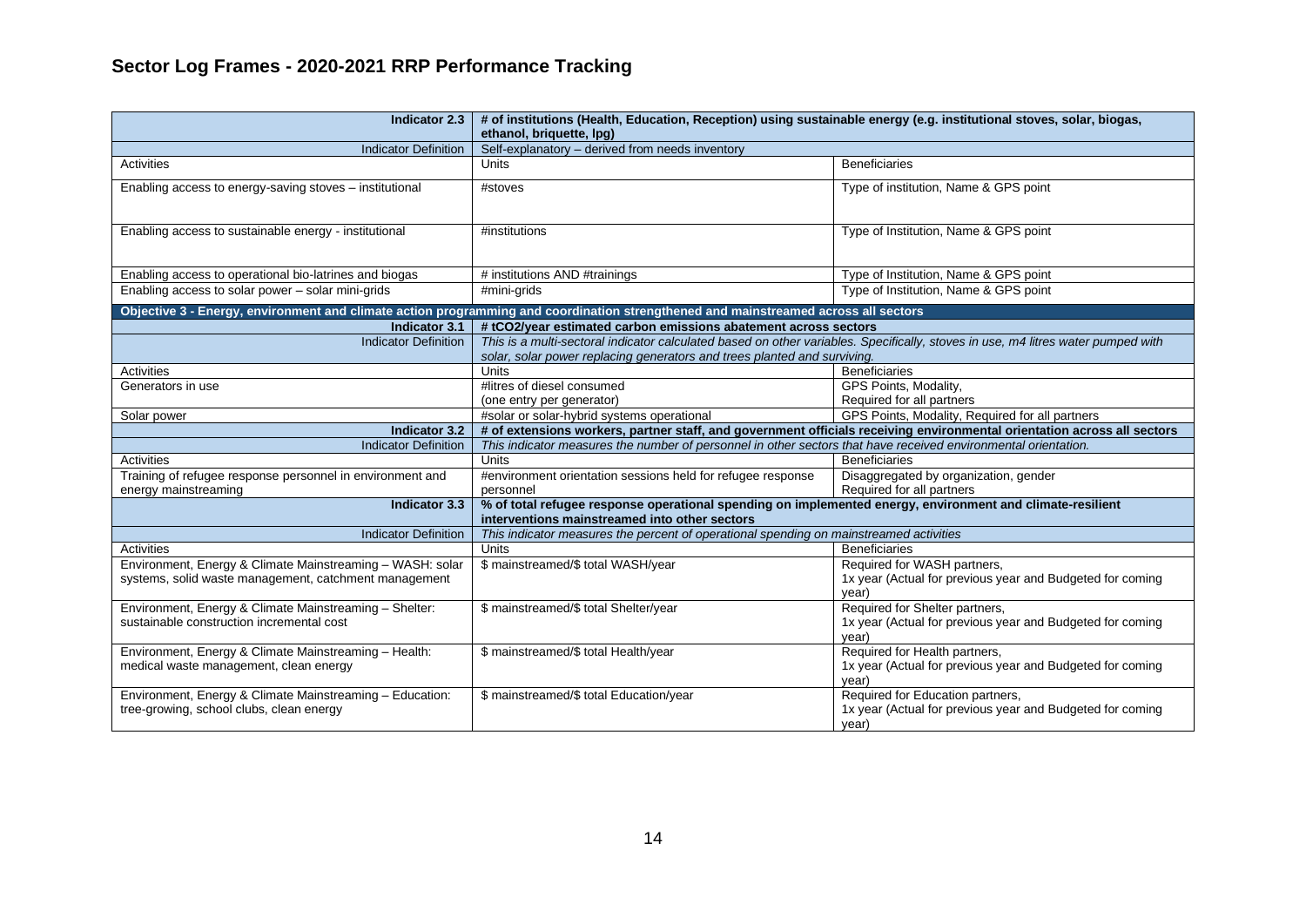# Sector Log Frames - 2020-2021 RRP Performance Tracking

| **Indicator 2.3** | **# of institutions (Health, Education, Reception) using sustainable energy (e.g. institutional stoves, solar, biogas, ethanol, briquette, lpg)** | |
|---|---|---|
| Indicator Definition | Self-explanatory – derived from needs inventory | |
| Activities | Units | Beneficiaries |
| Enabling access to energy-saving stoves – institutional | #stoves | Type of institution, Name & GPS point |
| Enabling access to sustainable energy - institutional | #institutions | Type of Institution, Name & GPS point |
| Enabling access to operational bio-latrines and biogas | # institutions AND #trainings | Type of Institution, Name & GPS point |
| Enabling access to solar power – solar mini-grids | #mini-grids | Type of Institution, Name & GPS point |
| **Objective 3 - Energy, environment and climate action programming and coordination strengthened and mainstreamed across all sectors** | | |
| **Indicator 3.1** | **# tCO2/year estimated carbon emissions abatement across sectors** | |
| Indicator Definition | *This is a multi-sectoral indicator calculated based on other variables. Specifically, stoves in use, m4 litres water pumped with solar, solar power replacing generators and trees planted and surviving.* | |
| Activities | Units | Beneficiaries |
| Generators in use | #litres of diesel consumed (one entry per generator) | GPS Points, Modality, Required for all partners |
| Solar power | #solar or solar-hybrid systems operational | GPS Points, Modality, Required for all partners |
| **Indicator 3.2** | **# of extensions workers, partner staff, and government officials receiving environmental orientation across all sectors** | |
| Indicator Definition | *This indicator measures the number of personnel in other sectors that have received environmental orientation.* | |
| Activities | Units | Beneficiaries |
| Training of refugee response personnel in environment and energy mainstreaming | #environment orientation sessions held for refugee response personnel | Disaggregated by organization, gender Required for all partners |
| **Indicator 3.3** | **% of total refugee response operational spending on implemented energy, environment and climate-resilient interventions mainstreamed into other sectors** | |
| Indicator Definition | *This indicator measures the percent of operational spending on mainstreamed activities* | |
| Activities | Units | Beneficiaries |
| Environment, Energy & Climate Mainstreaming – WASH: solar systems, solid waste management, catchment management | \$ mainstreamed/\$ total WASH/year | Required for WASH partners, 1x year (Actual for previous year and Budgeted for coming year) |
| Environment, Energy & Climate Mainstreaming – Shelter: sustainable construction incremental cost | \$ mainstreamed/\$ total Shelter/year | Required for Shelter partners, 1x year (Actual for previous year and Budgeted for coming year) |
| Environment, Energy & Climate Mainstreaming – Health: medical waste management, clean energy | \$ mainstreamed/\$ total Health/year | Required for Health partners, 1x year (Actual for previous year and Budgeted for coming year) |
| Environment, Energy & Climate Mainstreaming – Education: tree-growing, school clubs, clean energy | \$ mainstreamed/\$ total Education/year | Required for Education partners, 1x year (Actual for previous year and Budgeted for coming year) |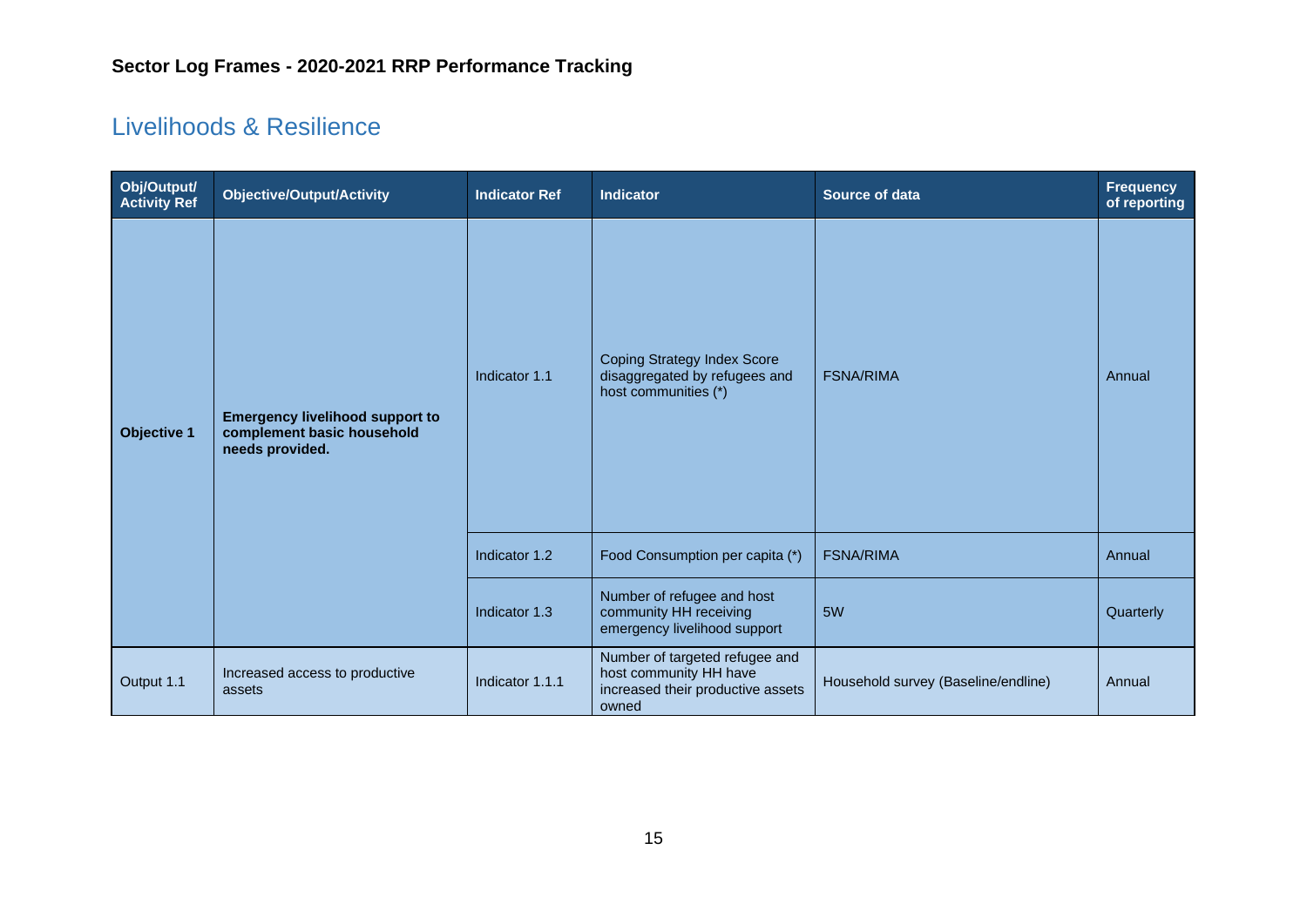**Sector Log Frames - 2020-2021 RRP Performance Tracking**

## Livelihoods & Resilience

| Obj/Output/ Activity Ref | Objective/Output/Activity | Indicator Ref | Indicator | Source of data | Frequency of reporting |
|---|---|---|---|---|---|
| **Objective 1** | **Emergency livelihood support to complement basic household needs provided.** | Indicator 1.1 | Coping Strategy Index Score disaggregated by refugees and host communities (*) | FSNA/RIMA | Annual |
| | | Indicator 1.2 | Food Consumption per capita (*) | FSNA/RIMA | Annual |
| | | Indicator 1.3 | Number of refugee and host community HH receiving emergency livelihood support | 5W | Quarterly |
| Output 1.1 | Increased access to productive assets | Indicator 1.1.1 | Number of targeted refugee and host community HH have increased their productive assets owned | Household survey (Baseline/endline) | Annual |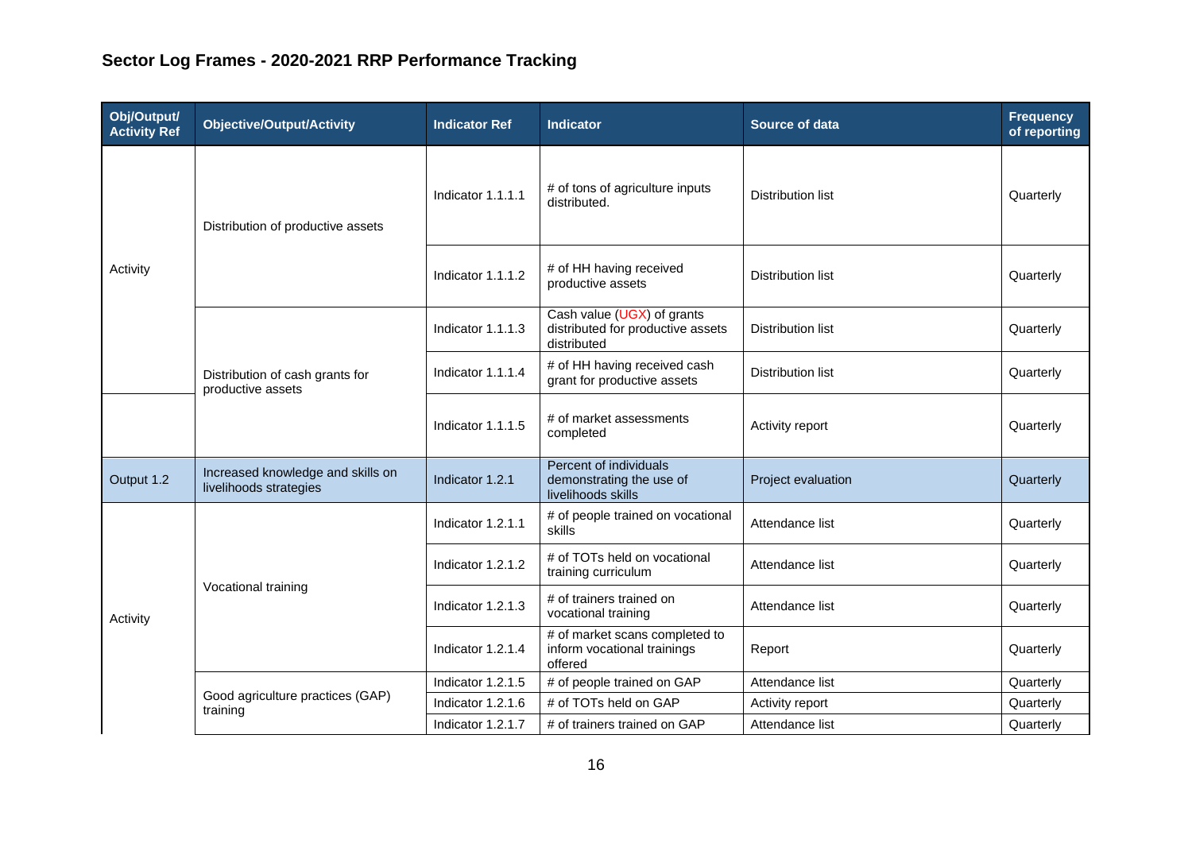## Sector Log Frames - 2020-2021 RRP Performance Tracking

| Obj/Output/ Activity Ref | Objective/Output/Activity | Indicator Ref | Indicator | Source of data | Frequency of reporting |
|---|---|---|---|---|---|
| Activity | Distribution of productive assets | Indicator 1.1.1.1 | # of tons of agriculture inputs distributed. | Distribution list | Quarterly |
| | | Indicator 1.1.1.2 | # of HH having received productive assets | Distribution list | Quarterly |
| | Distribution of cash grants for productive assets | Indicator 1.1.1.3 | Cash value (UGX) of grants distributed for productive assets distributed | Distribution list | Quarterly |
| | | Indicator 1.1.1.4 | # of HH having received cash grant for productive assets | Distribution list | Quarterly |
| | | Indicator 1.1.1.5 | # of market assessments completed | Activity report | Quarterly |
| Output 1.2 | Increased knowledge and skills on livelihoods strategies | Indicator 1.2.1 | Percent of individuals demonstrating the use of livelihoods skills | Project evaluation | Quarterly |
| Activity | Vocational training | Indicator 1.2.1.1 | # of people trained on vocational skills | Attendance list | Quarterly |
| | | Indicator 1.2.1.2 | # of TOTs held on vocational training curriculum | Attendance list | Quarterly |
| | | Indicator 1.2.1.3 | # of trainers trained on vocational training | Attendance list | Quarterly |
| | | Indicator 1.2.1.4 | # of market scans completed to inform vocational trainings offered | Report | Quarterly |
| | Good agriculture practices (GAP) training | Indicator 1.2.1.5 | # of people trained on GAP | Attendance list | Quarterly |
| | | Indicator 1.2.1.6 | # of TOTs held on GAP | Activity report | Quarterly |
| | | Indicator 1.2.1.7 | # of trainers trained on GAP | Attendance list | Quarterly |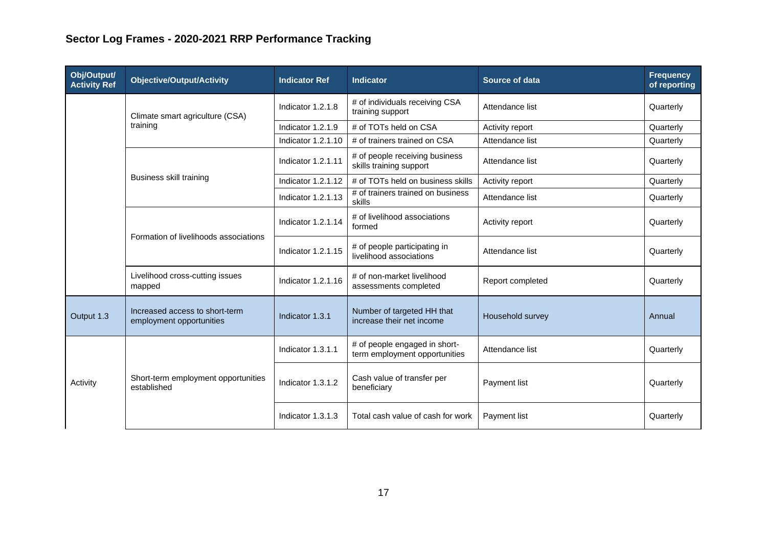## Sector Log Frames - 2020-2021 RRP Performance Tracking

| Obj/Output/ Activity Ref | Objective/Output/Activity | Indicator Ref | Indicator | Source of data | Frequency of reporting |
|---|---|---|---|---|---|
| | Climate smart agriculture (CSA) training | Indicator 1.2.1.8 | # of individuals receiving CSA training support | Attendance list | Quarterly |
| | | Indicator 1.2.1.9 | # of TOTs held on CSA | Activity report | Quarterly |
| | | Indicator 1.2.1.10 | # of trainers trained on CSA | Attendance list | Quarterly |
| | Business skill training | Indicator 1.2.1.11 | # of people receiving business skills training support | Attendance list | Quarterly |
| | | Indicator 1.2.1.12 | # of TOTs held on business skills | Activity report | Quarterly |
| | | Indicator 1.2.1.13 | # of trainers trained on business skills | Attendance list | Quarterly |
| | Formation of livelihoods associations | Indicator 1.2.1.14 | # of livelihood associations formed | Activity report | Quarterly |
| | | Indicator 1.2.1.15 | # of people participating in livelihood associations | Attendance list | Quarterly |
| | Livelihood cross-cutting issues mapped | Indicator 1.2.1.16 | # of non-market livelihood assessments completed | Report completed | Quarterly |
| Output 1.3 | Increased access to short-term employment opportunities | Indicator 1.3.1 | Number of targeted HH that increase their net income | Household survey | Annual |
| Activity | Short-term employment opportunities established | Indicator 1.3.1.1 | # of people engaged in short-term employment opportunities | Attendance list | Quarterly |
| | | Indicator 1.3.1.2 | Cash value of transfer per beneficiary | Payment list | Quarterly |
| | | Indicator 1.3.1.3 | Total cash value of cash for work | Payment list | Quarterly |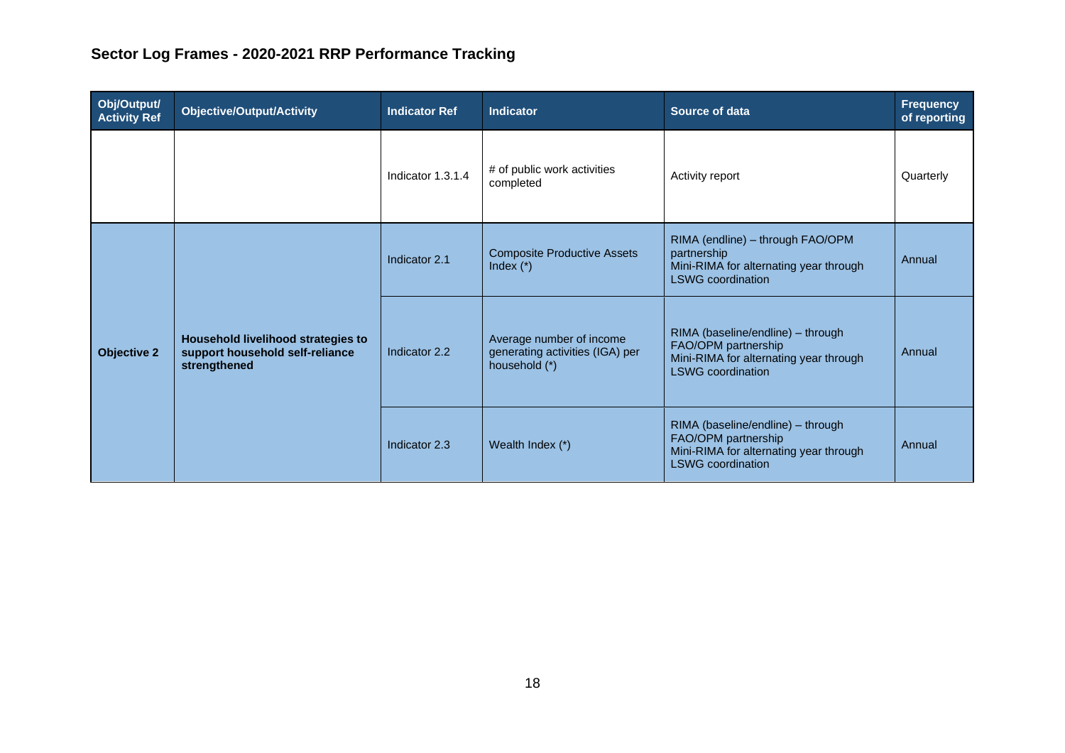## Sector Log Frames - 2020-2021 RRP Performance Tracking

| Obj/Output/ Activity Ref | Objective/Output/Activity | Indicator Ref | Indicator | Source of data | Frequency of reporting |
|---|---|---|---|---|---|
| | | Indicator 1.3.1.4 | # of public work activities completed | Activity report | Quarterly |
| **Objective 2** | **Household livelihood strategies to support household self-reliance strengthened** | Indicator 2.1 | Composite Productive Assets Index (*) | RIMA (endline) – through FAO/OPM partnership<br>Mini-RIMA for alternating year through LSWG coordination | Annual |
| | | Indicator 2.2 | Average number of income generating activities (IGA) per household (*) | RIMA (baseline/endline) – through FAO/OPM partnership<br>Mini-RIMA for alternating year through LSWG coordination | Annual |
| | | Indicator 2.3 | Wealth Index (*) | RIMA (baseline/endline) – through FAO/OPM partnership<br>Mini-RIMA for alternating year through LSWG coordination | Annual |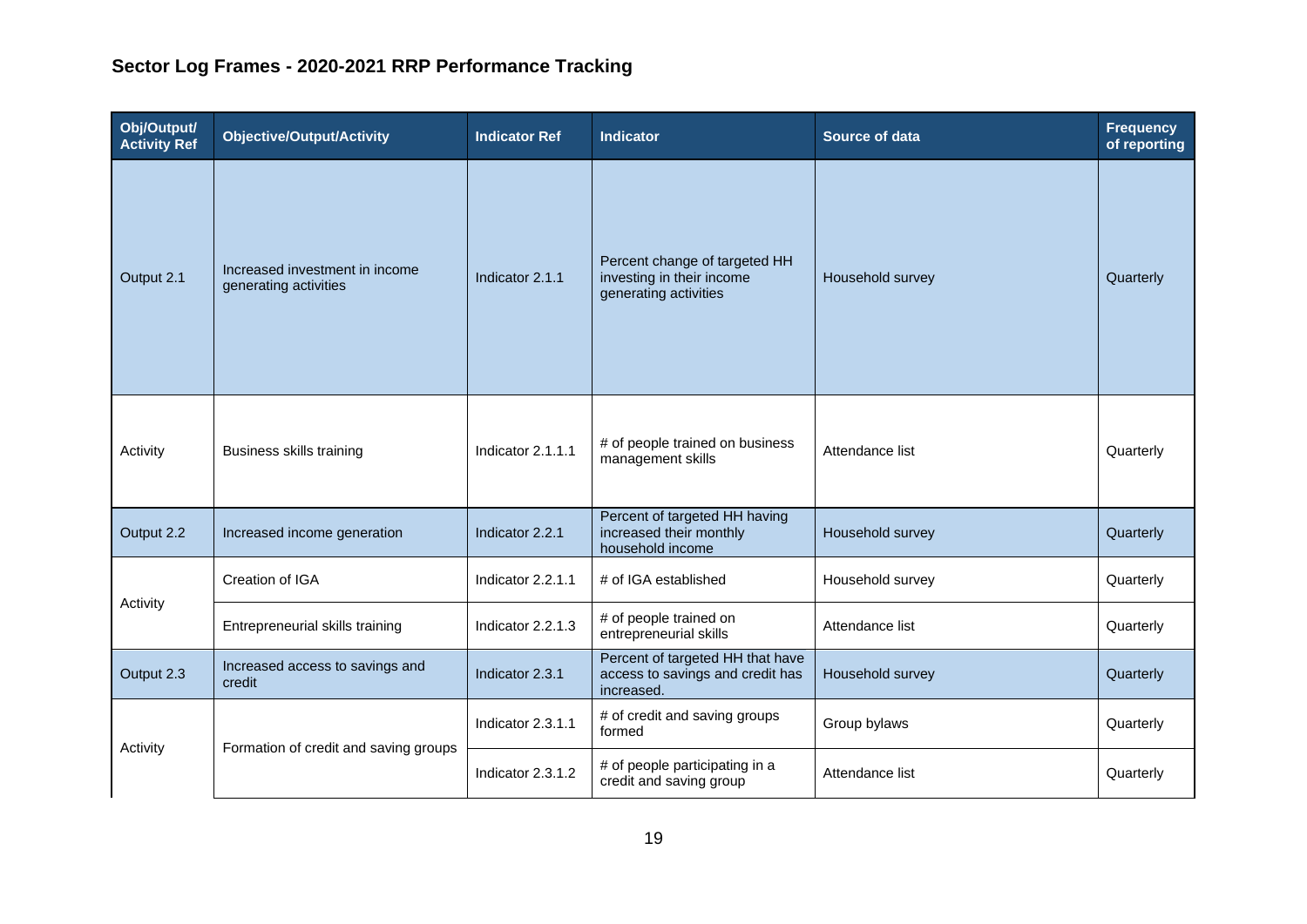## Sector Log Frames - 2020-2021 RRP Performance Tracking

| Obj/Output/ Activity Ref | Objective/Output/Activity | Indicator Ref | Indicator | Source of data | Frequency of reporting |
|---|---|---|---|---|---|
| Output 2.1 | Increased investment in income generating activities | Indicator 2.1.1 | Percent change of targeted HH investing in their income generating activities | Household survey | Quarterly |
| Activity | Business skills training | Indicator 2.1.1.1 | # of people trained on business management skills | Attendance list | Quarterly |
| Output 2.2 | Increased income generation | Indicator 2.2.1 | Percent of targeted HH having increased their monthly household income | Household survey | Quarterly |
| Activity | Creation of IGA | Indicator 2.2.1.1 | # of IGA established | Household survey | Quarterly |
| | Entrepreneurial skills training | Indicator 2.2.1.3 | # of people trained on entrepreneurial skills | Attendance list | Quarterly |
| Output 2.3 | Increased access to savings and credit | Indicator 2.3.1 | Percent of targeted HH that have access to savings and credit has increased. | Household survey | Quarterly |
| Activity | Formation of credit and saving groups | Indicator 2.3.1.1 | # of credit and saving groups formed | Group bylaws | Quarterly |
| | | Indicator 2.3.1.2 | # of people participating in a credit and saving group | Attendance list | Quarterly |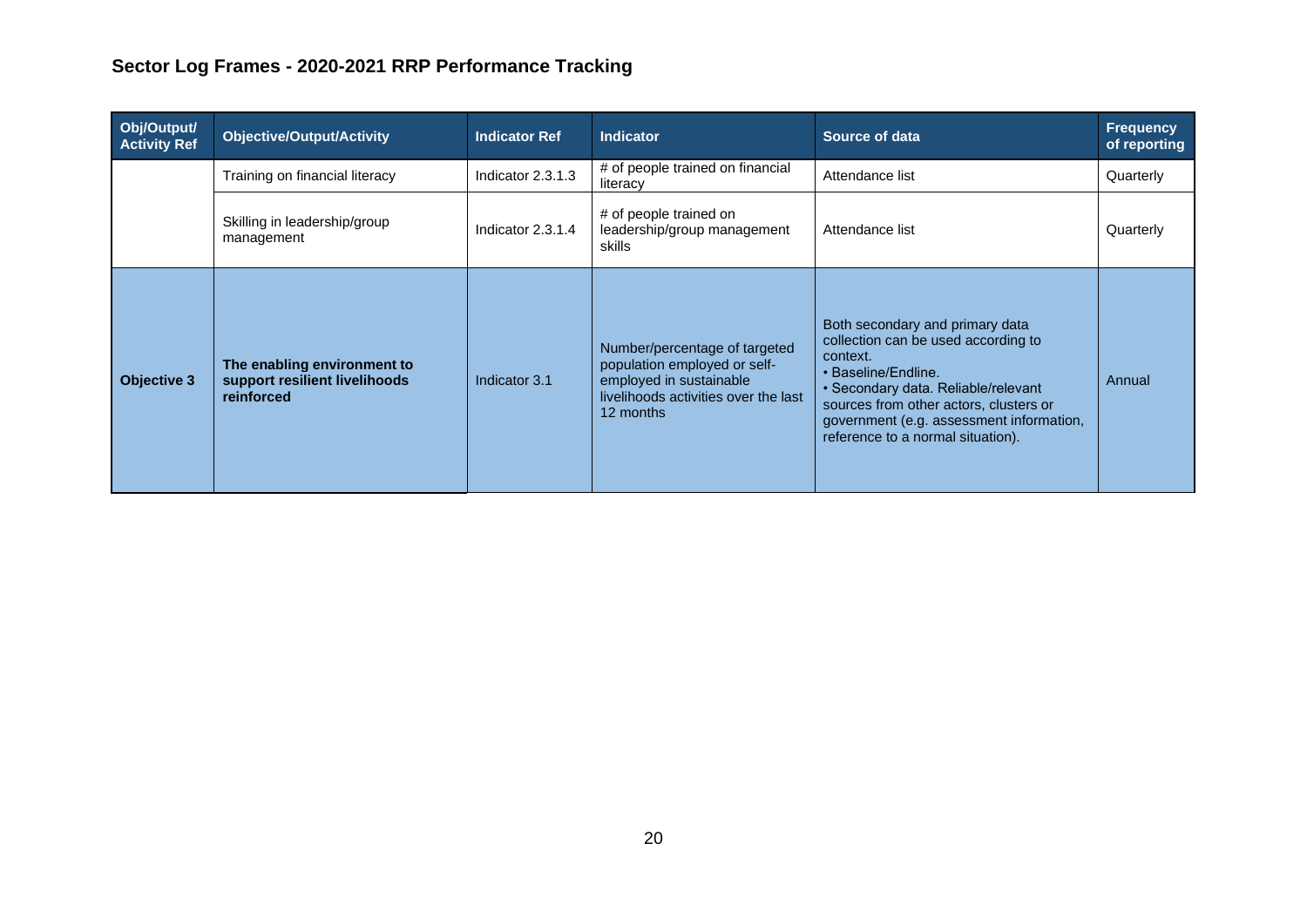## Sector Log Frames - 2020-2021 RRP Performance Tracking

| Obj/Output/ Activity Ref | Objective/Output/Activity | Indicator Ref | Indicator | Source of data | Frequency of reporting |
|---|---|---|---|---|---|
| | Training on financial literacy | Indicator 2.3.1.3 | # of people trained on financial literacy | Attendance list | Quarterly |
| | Skilling in leadership/group management | Indicator 2.3.1.4 | # of people trained on leadership/group management skills | Attendance list | Quarterly |
| **Objective 3** | **The enabling environment to support resilient livelihoods reinforced** | Indicator 3.1 | Number/percentage of targeted population employed or self-employed in sustainable livelihoods activities over the last 12 months | Both secondary and primary data collection can be used according to context.<br>• Baseline/Endline.<br>• Secondary data. Reliable/relevant sources from other actors, clusters or government (e.g. assessment information, reference to a normal situation). | Annual |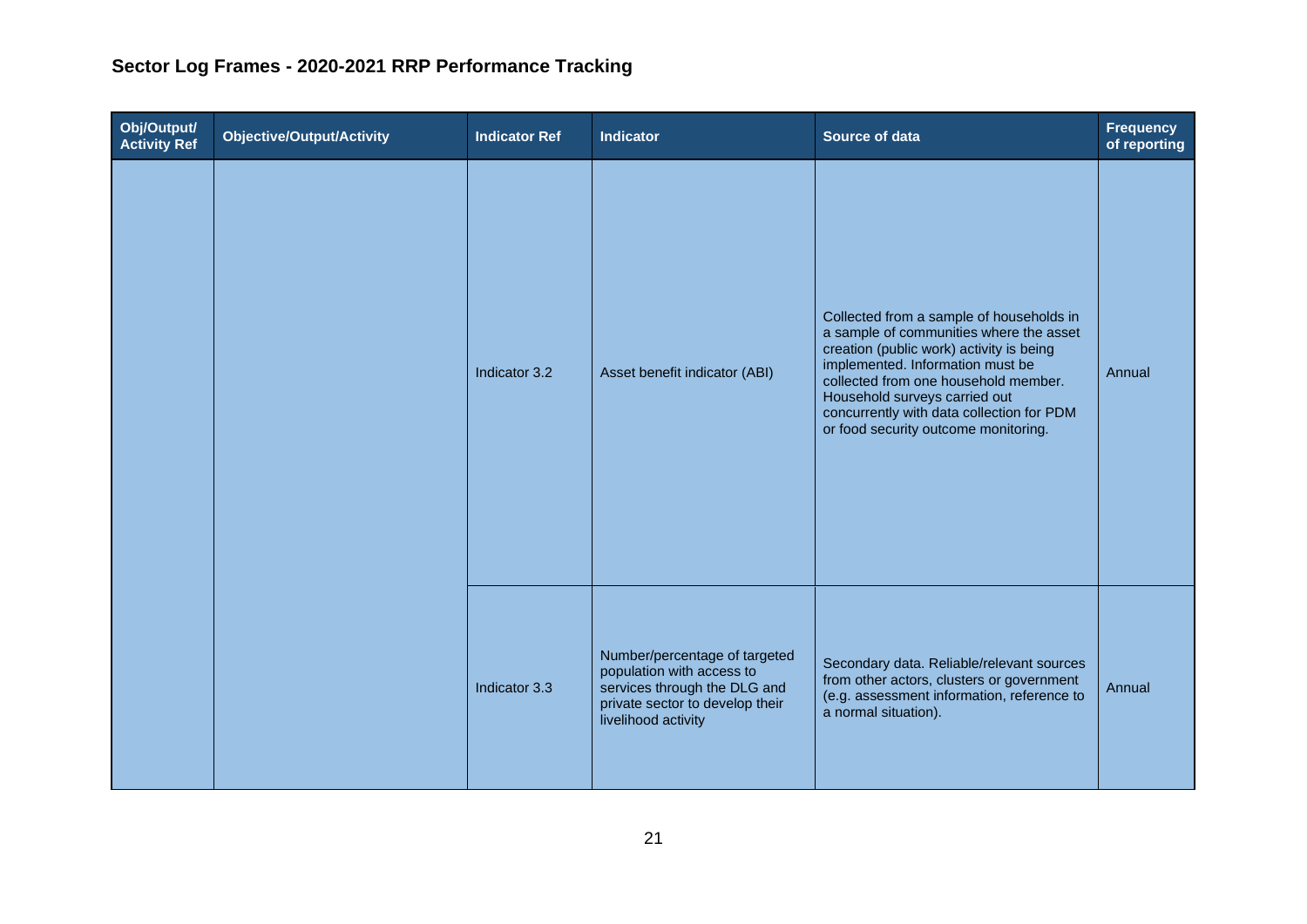## Sector Log Frames - 2020-2021 RRP Performance Tracking

| Obj/Output/ Activity Ref | Objective/Output/Activity | Indicator Ref | Indicator | Source of data | Frequency of reporting |
|---|---|---|---|---|---|
| | | Indicator 3.2 | Asset benefit indicator (ABI) | Collected from a sample of households in a sample of communities where the asset creation (public work) activity is being implemented. Information must be collected from one household member. Household surveys carried out concurrently with data collection for PDM or food security outcome monitoring. | Annual |
| | | Indicator 3.3 | Number/percentage of targeted population with access to services through the DLG and private sector to develop their livelihood activity | Secondary data. Reliable/relevant sources from other actors, clusters or government (e.g. assessment information, reference to a normal situation). | Annual |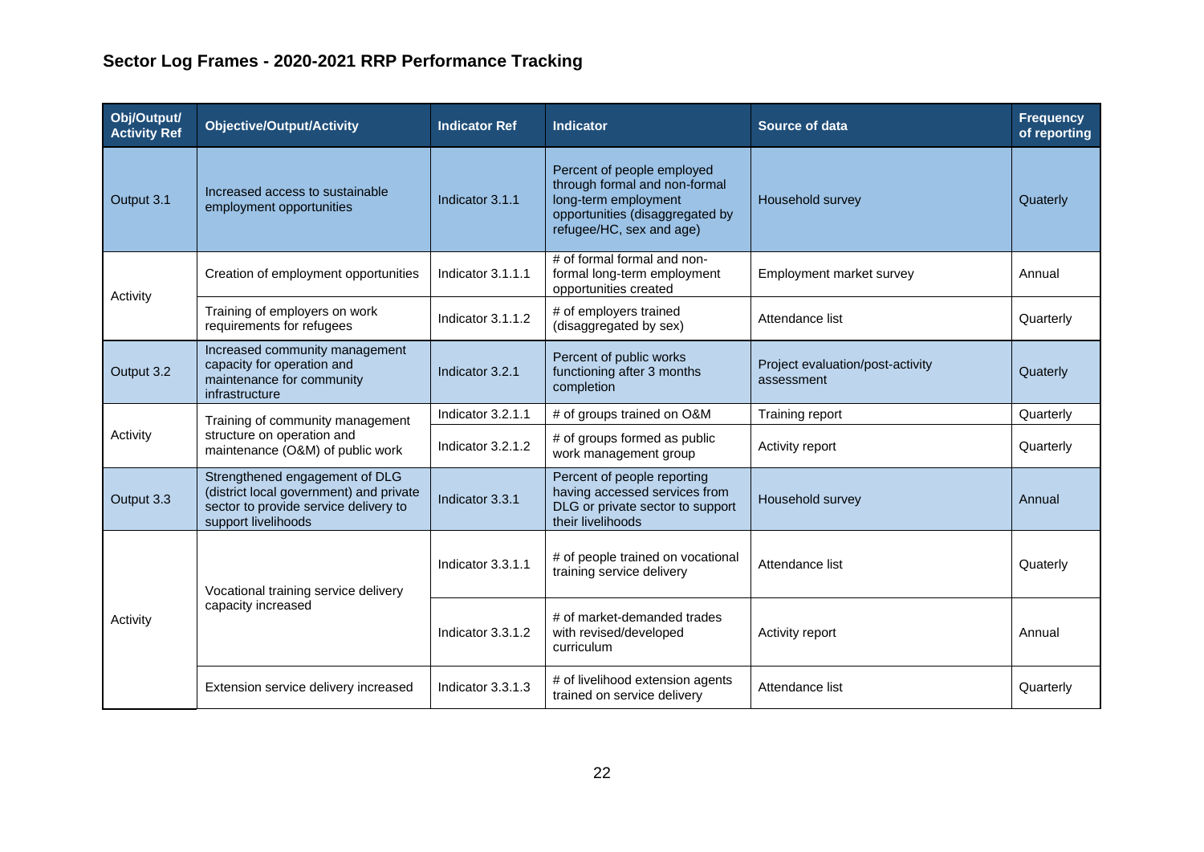## Sector Log Frames - 2020-2021 RRP Performance Tracking

| Obj/Output/ Activity Ref | Objective/Output/Activity | Indicator Ref | Indicator | Source of data | Frequency of reporting |
|---|---|---|---|---|---|
| Output 3.1 | Increased access to sustainable employment opportunities | Indicator 3.1.1 | Percent of people employed through formal and non-formal long-term employment opportunities (disaggregated by refugee/HC, sex and age) | Household survey | Quaterly |
| Activity | Creation of employment opportunities | Indicator 3.1.1.1 | # of formal formal and non-formal long-term employment opportunities created | Employment market survey | Annual |
| | Training of employers on work requirements for refugees | Indicator 3.1.1.2 | # of employers trained (disaggregated by sex) | Attendance list | Quarterly |
| Output 3.2 | Increased community management capacity for operation and maintenance for community infrastructure | Indicator 3.2.1 | Percent of public works functioning after 3 months completion | Project evaluation/post-activity assessment | Quaterly |
| Activity | Training of community management structure on operation and maintenance (O&M) of public work | Indicator 3.2.1.1 | # of groups trained on O&M | Training report | Quarterly |
| | | Indicator 3.2.1.2 | # of groups formed as public work management group | Activity report | Quarterly |
| Output 3.3 | Strengthened engagement of DLG (district local government) and private sector to provide service delivery to support livelihoods | Indicator 3.3.1 | Percent of people reporting having accessed services from DLG or private sector to support their livelihoods | Household survey | Annual |
| Activity | Vocational training service delivery capacity increased | Indicator 3.3.1.1 | # of people trained on vocational training service delivery | Attendance list | Quaterly |
| | | Indicator 3.3.1.2 | # of market-demanded trades with revised/developed curriculum | Activity report | Annual |
| | Extension service delivery increased | Indicator 3.3.1.3 | # of livelihood extension agents trained on service delivery | Attendance list | Quarterly |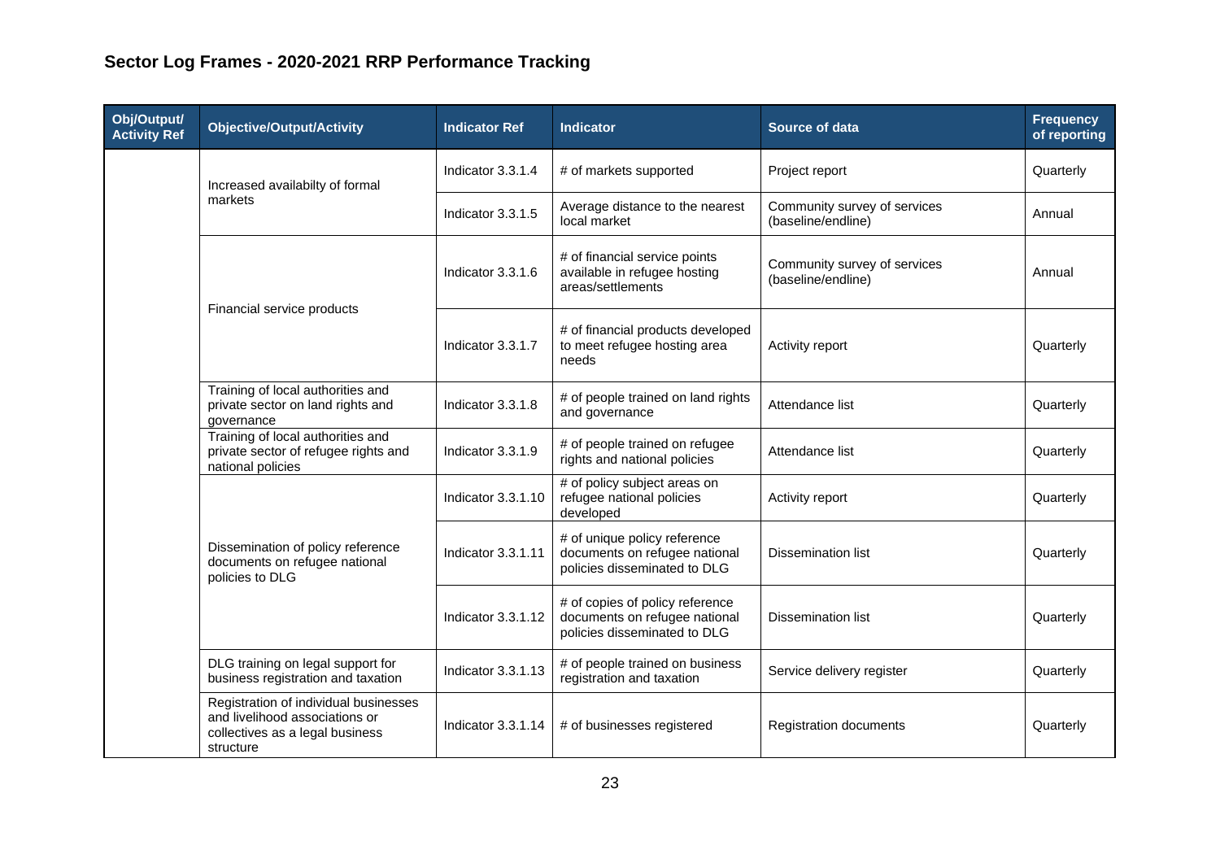## Sector Log Frames - 2020-2021 RRP Performance Tracking

| Obj/Output/ Activity Ref | Objective/Output/Activity | Indicator Ref | Indicator | Source of data | Frequency of reporting |
|---|---|---|---|---|---|
| | Increased availabilty of formal markets | Indicator 3.3.1.4 | # of markets supported | Project report | Quarterly |
| | | Indicator 3.3.1.5 | Average distance to the nearest local market | Community survey of services (baseline/endline) | Annual |
| | Financial service products | Indicator 3.3.1.6 | # of financial service points available in refugee hosting areas/settlements | Community survey of services (baseline/endline) | Annual |
| | | Indicator 3.3.1.7 | # of financial products developed to meet refugee hosting area needs | Activity report | Quarterly |
| | Training of local authorities and private sector on land rights and governance | Indicator 3.3.1.8 | # of people trained on land rights and governance | Attendance list | Quarterly |
| | Training of local authorities and private sector of refugee rights and national policies | Indicator 3.3.1.9 | # of people trained on refugee rights and national policies | Attendance list | Quarterly |
| | Dissemination of policy reference documents on refugee national policies to DLG | Indicator 3.3.1.10 | # of policy subject areas on refugee national policies developed | Activity report | Quarterly |
| | | Indicator 3.3.1.11 | # of unique policy reference documents on refugee national policies disseminated to DLG | Dissemination list | Quarterly |
| | | Indicator 3.3.1.12 | # of copies of policy reference documents on refugee national policies disseminated to DLG | Dissemination list | Quarterly |
| | DLG training on legal support for business registration and taxation | Indicator 3.3.1.13 | # of people trained on business registration and taxation | Service delivery register | Quarterly |
| | Registration of individual businesses and livelihood associations or collectives as a legal business structure | Indicator 3.3.1.14 | # of businesses registered | Registration documents | Quarterly |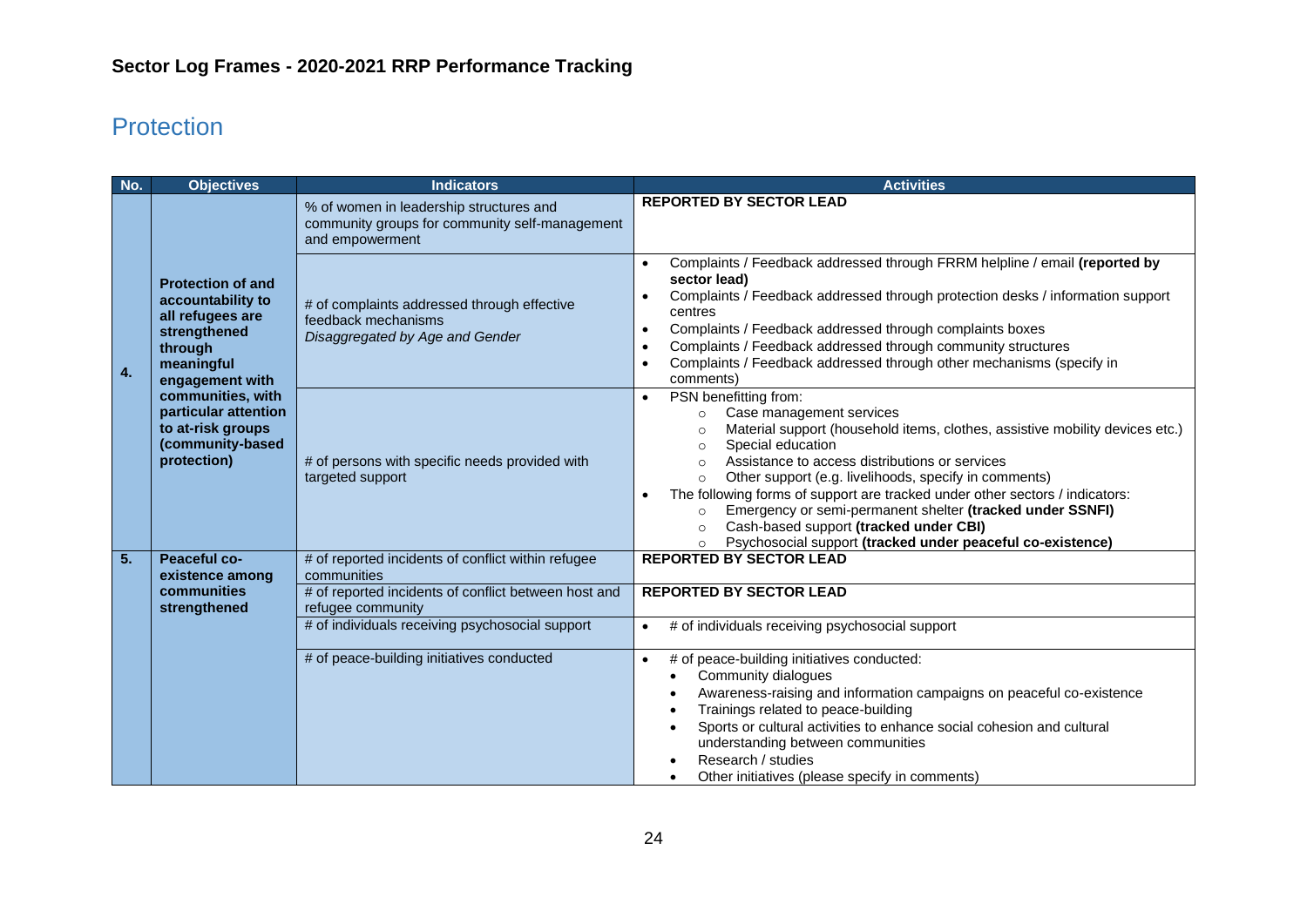## Sector Log Frames - 2020-2021 RRP Performance Tracking

# Protection

| No. | Objectives | Indicators | Activities |
|---|---|---|---|
| 4. | **Protection of and accountability to all refugees are strengthened through meaningful engagement with communities, with particular attention to at-risk groups (community-based protection)** | % of women in leadership structures and community groups for community self-management and empowerment | **REPORTED BY SECTOR LEAD** |
| | | # of complaints addressed through effective feedback mechanisms *Disaggregated by Age and Gender* | • Complaints / Feedback addressed through FRRM helpline / email **(reported by sector lead)**<br>• Complaints / Feedback addressed through protection desks / information support centres<br>• Complaints / Feedback addressed through complaints boxes<br>• Complaints / Feedback addressed through community structures<br>• Complaints / Feedback addressed through other mechanisms (specify in comments) |
| | | # of persons with specific needs provided with targeted support | • PSN benefitting from:<br>&nbsp;&nbsp;&nbsp;&nbsp;○ Case management services<br>&nbsp;&nbsp;&nbsp;&nbsp;○ Material support (household items, clothes, assistive mobility devices etc.)<br>&nbsp;&nbsp;&nbsp;&nbsp;○ Special education<br>&nbsp;&nbsp;&nbsp;&nbsp;○ Assistance to access distributions or services<br>&nbsp;&nbsp;&nbsp;&nbsp;○ Other support (e.g. livelihoods, specify in comments)<br>• The following forms of support are tracked under other sectors / indicators:<br>&nbsp;&nbsp;&nbsp;&nbsp;○ Emergency or semi-permanent shelter **(tracked under SSNFI)**<br>&nbsp;&nbsp;&nbsp;&nbsp;○ Cash-based support **(tracked under CBI)**<br>&nbsp;&nbsp;&nbsp;&nbsp;○ Psychosocial support **(tracked under peaceful co-existence)** |
| 5. | **Peaceful co-existence among communities strengthened** | # of reported incidents of conflict within refugee communities | **REPORTED BY SECTOR LEAD** |
| | | # of reported incidents of conflict between host and refugee community | **REPORTED BY SECTOR LEAD** |
| | | # of individuals receiving psychosocial support | • # of individuals receiving psychosocial support |
| | | # of peace-building initiatives conducted | • # of peace-building initiatives conducted:<br>&nbsp;&nbsp;&nbsp;&nbsp;• Community dialogues<br>&nbsp;&nbsp;&nbsp;&nbsp;• Awareness-raising and information campaigns on peaceful co-existence<br>&nbsp;&nbsp;&nbsp;&nbsp;• Trainings related to peace-building<br>&nbsp;&nbsp;&nbsp;&nbsp;• Sports or cultural activities to enhance social cohesion and cultural understanding between communities<br>&nbsp;&nbsp;&nbsp;&nbsp;• Research / studies<br>&nbsp;&nbsp;&nbsp;&nbsp;• Other initiatives (please specify in comments) |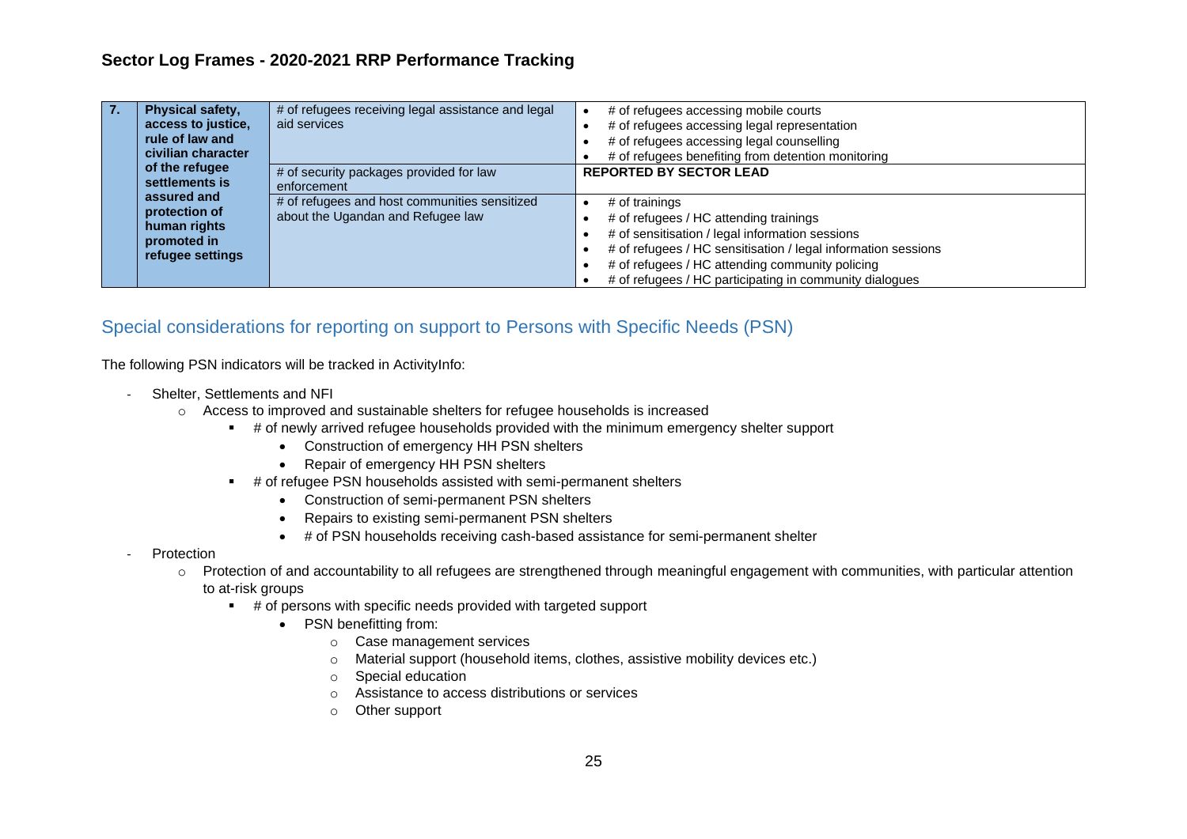## Sector Log Frames - 2020-2021 RRP Performance Tracking

| | | | |
|---|---|---|---|
| **7.** | **Physical safety, access to justice, rule of law and civilian character of the refugee settlements is assured and protection of human rights promoted in refugee settings** | # of refugees receiving legal assistance and legal aid services | • # of refugees accessing mobile courts<br>• # of refugees accessing legal representation<br>• # of refugees accessing legal counselling<br>• # of refugees benefiting from detention monitoring |
| | | # of security packages provided for law enforcement | **REPORTED BY SECTOR LEAD** |
| | | # of refugees and host communities sensitized about the Ugandan and Refugee law | • # of trainings<br>• # of refugees / HC attending trainings<br>• # of sensitisation / legal information sessions<br>• # of refugees / HC sensitisation / legal information sessions<br>• # of refugees / HC attending community policing<br>• # of refugees / HC participating in community dialogues |

## Special considerations for reporting on support to Persons with Specific Needs (PSN)

The following PSN indicators will be tracked in ActivityInfo:

- Shelter, Settlements and NFI
  - Access to improved and sustainable shelters for refugee households is increased
    - # of newly arrived refugee households provided with the minimum emergency shelter support
      - Construction of emergency HH PSN shelters
      - Repair of emergency HH PSN shelters
    - # of refugee PSN households assisted with semi-permanent shelters
      - Construction of semi-permanent PSN shelters
      - Repairs to existing semi-permanent PSN shelters
      - # of PSN households receiving cash-based assistance for semi-permanent shelter
- Protection
  - Protection of and accountability to all refugees are strengthened through meaningful engagement with communities, with particular attention to at-risk groups
    - # of persons with specific needs provided with targeted support
      - PSN benefitting from:
        - Case management services
        - Material support (household items, clothes, assistive mobility devices etc.)
        - Special education
        - Assistance to access distributions or services
        - Other support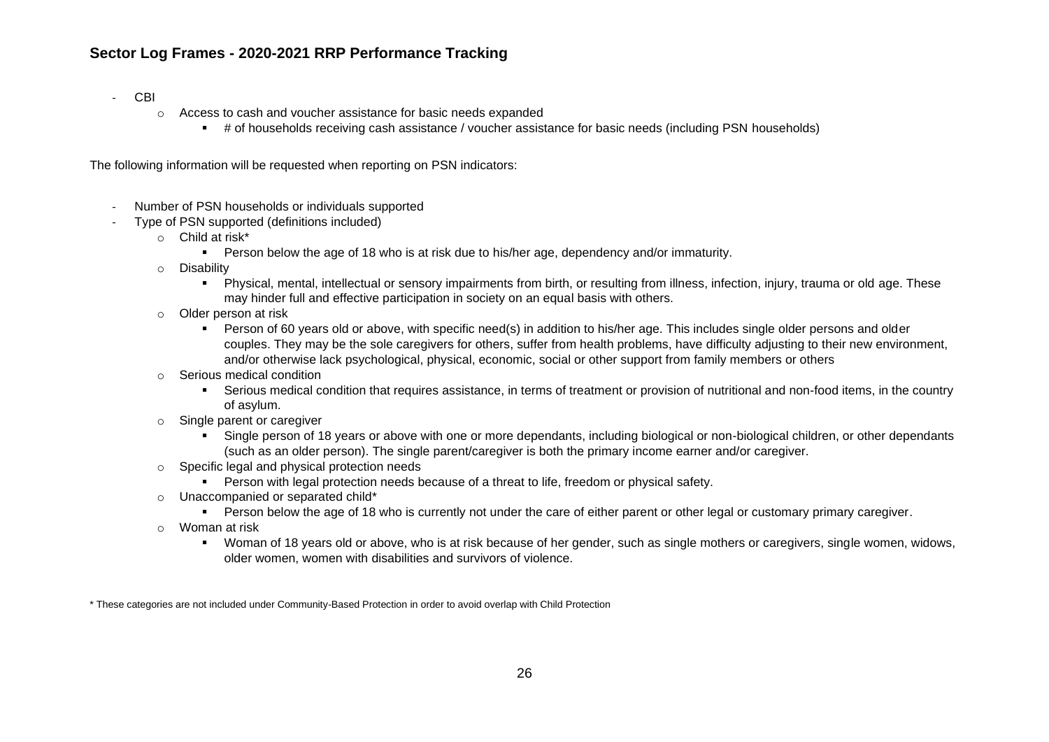## Sector Log Frames - 2020-2021 RRP Performance Tracking

- CBI
  - Access to cash and voucher assistance for basic needs expanded
    - # of households receiving cash assistance / voucher assistance for basic needs (including PSN households)

The following information will be requested when reporting on PSN indicators:

- Number of PSN households or individuals supported
- Type of PSN supported (definitions included)
  - Child at risk*
    - Person below the age of 18 who is at risk due to his/her age, dependency and/or immaturity.
  - Disability
    - Physical, mental, intellectual or sensory impairments from birth, or resulting from illness, infection, injury, trauma or old age. These may hinder full and effective participation in society on an equal basis with others.
  - Older person at risk
    - Person of 60 years old or above, with specific need(s) in addition to his/her age. This includes single older persons and older couples. They may be the sole caregivers for others, suffer from health problems, have difficulty adjusting to their new environment, and/or otherwise lack psychological, physical, economic, social or other support from family members or others
  - Serious medical condition
    - Serious medical condition that requires assistance, in terms of treatment or provision of nutritional and non-food items, in the country of asylum.
  - Single parent or caregiver
    - Single person of 18 years or above with one or more dependants, including biological or non-biological children, or other dependants (such as an older person). The single parent/caregiver is both the primary income earner and/or caregiver.
  - Specific legal and physical protection needs
    - Person with legal protection needs because of a threat to life, freedom or physical safety.
  - Unaccompanied or separated child*
    - Person below the age of 18 who is currently not under the care of either parent or other legal or customary primary caregiver.
  - Woman at risk
    - Woman of 18 years old or above, who is at risk because of her gender, such as single mothers or caregivers, single women, widows, older women, women with disabilities and survivors of violence.

* These categories are not included under Community-Based Protection in order to avoid overlap with Child Protection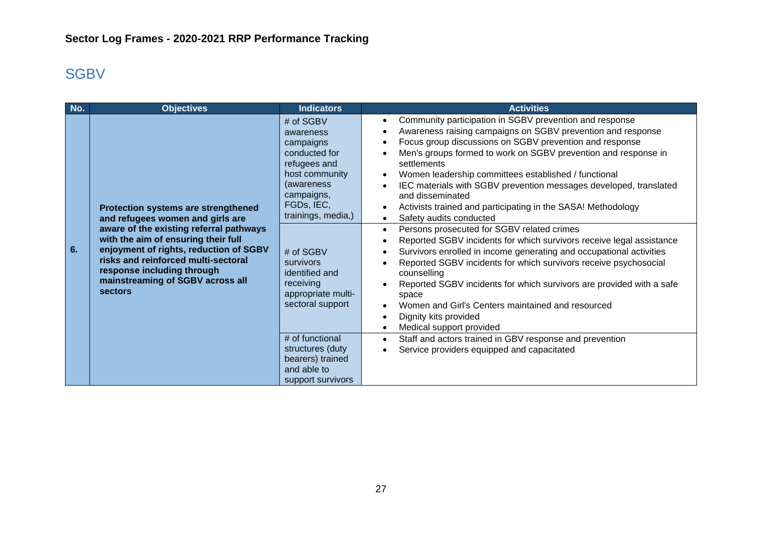## Sector Log Frames - 2020-2021 RRP Performance Tracking

## SGBV

| No. | Objectives | Indicators | Activities |
|---|---|---|---|
| 6. | **Protection systems are strengthened and refugees women and girls are aware of the existing referral pathways with the aim of ensuring their full enjoyment of rights, reduction of SGBV risks and reinforced multi-sectoral response including through mainstreaming of SGBV across all sectors** | # of SGBV awareness campaigns conducted for refugees and host community (awareness campaigns, FGDs, IEC, trainings, media,) | • Community participation in SGBV prevention and response<br>• Awareness raising campaigns on SGBV prevention and response<br>• Focus group discussions on SGBV prevention and response<br>• Men's groups formed to work on SGBV prevention and response in settlements<br>• Women leadership committees established / functional<br>• IEC materials with SGBV prevention messages developed, translated and disseminated<br>• Activists trained and participating in the SASA! Methodology<br>• Safety audits conducted |
| | | # of SGBV survivors identified and receiving appropriate multi-sectoral support | • Persons prosecuted for SGBV related crimes<br>• Reported SGBV incidents for which survivors receive legal assistance<br>• Survivors enrolled in income generating and occupational activities<br>• Reported SGBV incidents for which survivors receive psychosocial counselling<br>• Reported SGBV incidents for which survivors are provided with a safe space<br>• Women and Girl's Centers maintained and resourced<br>• Dignity kits provided<br>• Medical support provided |
| | | # of functional structures (duty bearers) trained and able to support survivors | • Staff and actors trained in GBV response and prevention<br>• Service providers equipped and capacitated |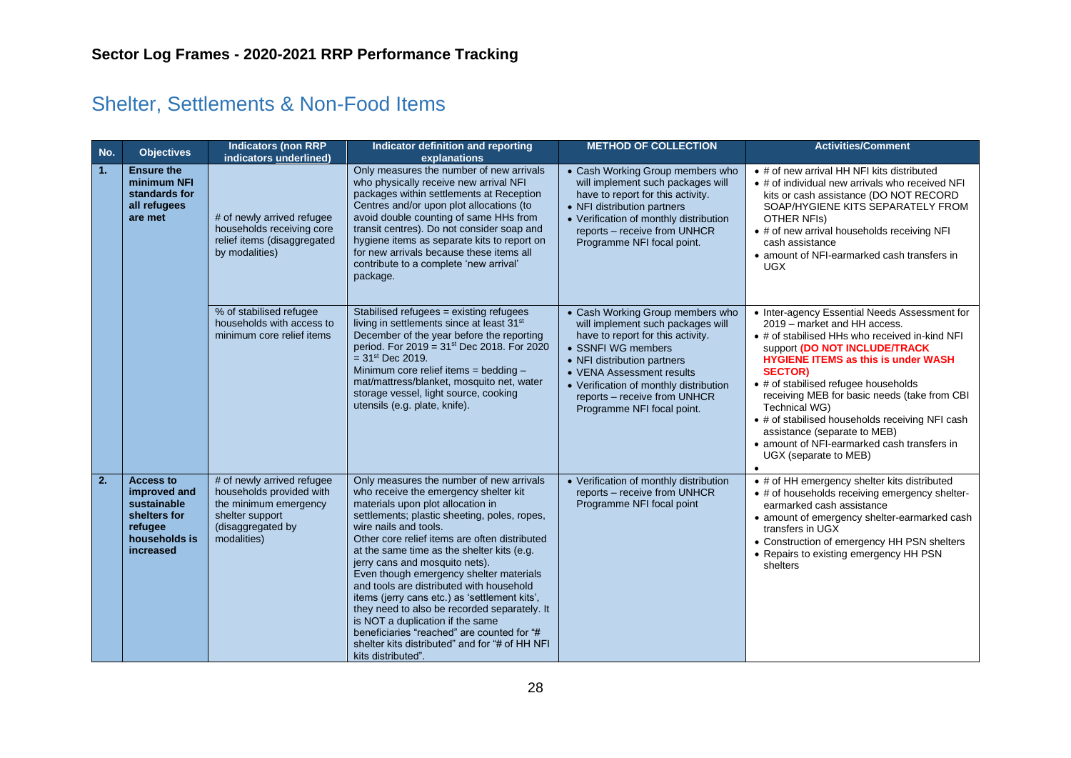**Sector Log Frames - 2020-2021 RRP Performance Tracking**

# Shelter, Settlements & Non-Food Items

| No. | Objectives | Indicators (non RRP indicators <u>underlined</u>) | Indicator definition and reporting explanations | METHOD OF COLLECTION | Activities/Comment |
|---|---|---|---|---|---|
| **1.** | **Ensure the minimum NFI standards for all refugees are met** | # of newly arrived refugee households receiving core relief items (disaggregated by modalities) | Only measures the number of new arrivals who physically receive new arrival NFI packages within settlements at Reception Centres and/or upon plot allocations (to avoid double counting of same HHs from transit centres). Do not consider soap and hygiene items as separate kits to report on for new arrivals because these items all contribute to a complete 'new arrival' package. | • Cash Working Group members who will implement such packages will have to report for this activity.<br>• NFI distribution partners<br>• Verification of monthly distribution reports – receive from UNHCR Programme NFI focal point. | • # of new arrival HH NFI kits distributed<br>• # of individual new arrivals who received NFI kits or cash assistance (DO NOT RECORD SOAP/HYGIENE KITS SEPARATELY FROM OTHER NFIs)<br>• # of new arrival households receiving NFI cash assistance<br>• amount of NFI-earmarked cash transfers in UGX |
| | | % of stabilised refugee households with access to minimum core relief items | Stabilised refugees = existing refugees living in settlements since at least 31st December of the year before the reporting period. For 2019 = 31st Dec 2018. For 2020 = 31st Dec 2019.<br>Minimum core relief items = bedding – mat/mattress/blanket, mosquito net, water storage vessel, light source, cooking utensils (e.g. plate, knife). | • Cash Working Group members who will implement such packages will have to report for this activity.<br>• SSNFI WG members<br>• NFI distribution partners<br>• VENA Assessment results<br>• Verification of monthly distribution reports – receive from UNHCR Programme NFI focal point. | • Inter-agency Essential Needs Assessment for 2019 – market and HH access.<br>• # of stabilised HHs who received in-kind NFI support **(DO NOT INCLUDE/TRACK HYGIENE ITEMS as this is under WASH SECTOR)**<br>• # of stabilised refugee households receiving MEB for basic needs (take from CBI Technical WG)<br>• # of stabilised households receiving NFI cash assistance (separate to MEB)<br>• amount of NFI-earmarked cash transfers in UGX (separate to MEB)<br>• |
| **2.** | **Access to improved and sustainable shelters for refugee households is increased** | # of newly arrived refugee households provided with the minimum emergency shelter support (disaggregated by modalities) | Only measures the number of new arrivals who receive the emergency shelter kit materials upon plot allocation in settlements; plastic sheeting, poles, ropes, wire nails and tools.<br>Other core relief items are often distributed at the same time as the shelter kits (e.g. jerry cans and mosquito nets).<br>Even though emergency shelter materials and tools are distributed with household items (jerry cans etc.) as 'settlement kits', they need to also be recorded separately. It is NOT a duplication if the same beneficiaries "reached" are counted for "# shelter kits distributed" and for "# of HH NFI kits distributed". | • Verification of monthly distribution reports – receive from UNHCR Programme NFI focal point | • # of HH emergency shelter kits distributed<br>• # of households receiving emergency shelter-earmarked cash assistance<br>• amount of emergency shelter-earmarked cash transfers in UGX<br>• Construction of emergency HH PSN shelters<br>• Repairs to existing emergency HH PSN shelters |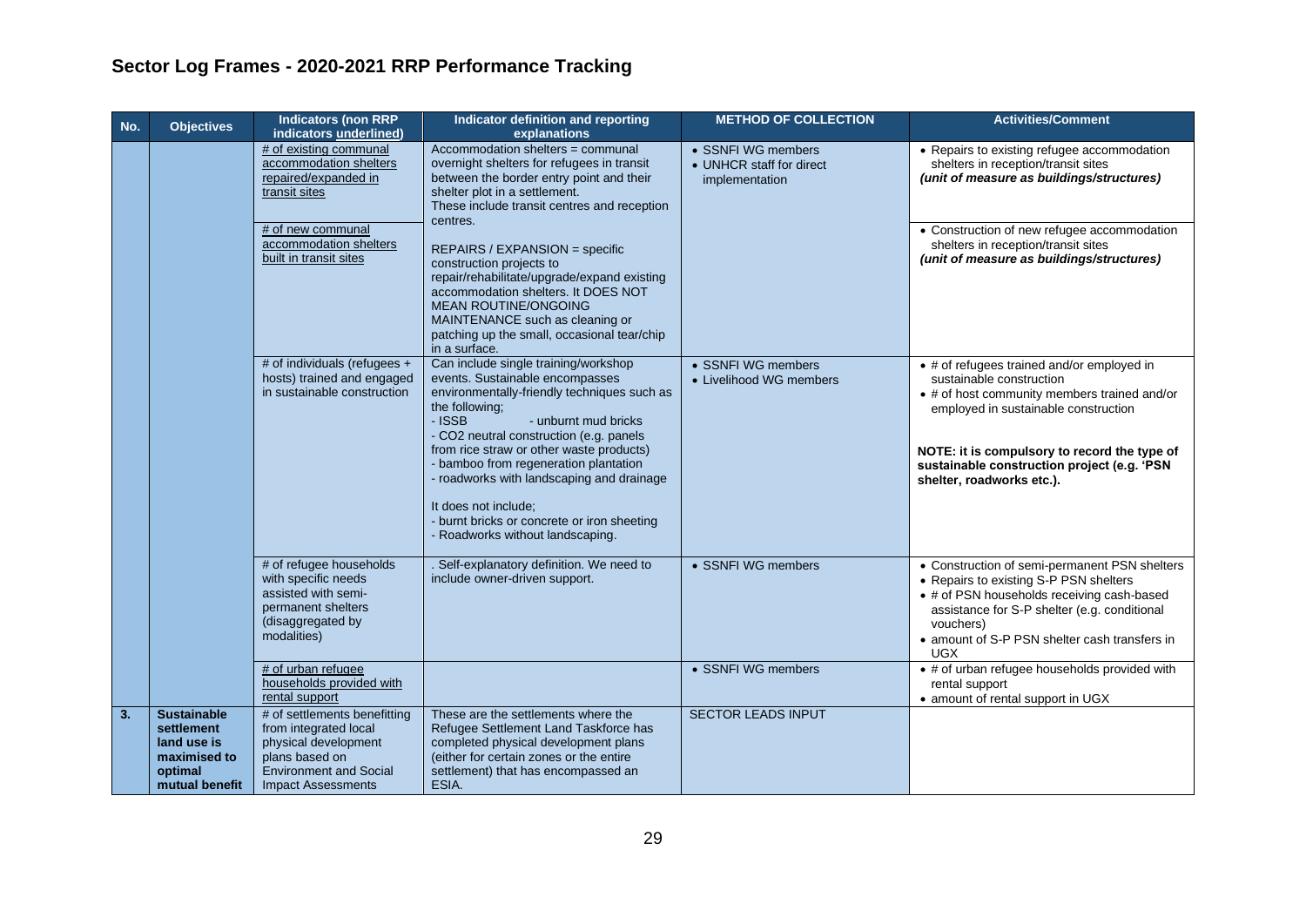# Sector Log Frames - 2020-2021 RRP Performance Tracking

| No. | Objectives | Indicators (non RRP indicators underlined) | Indicator definition and reporting explanations | METHOD OF COLLECTION | Activities/Comment |
|---|---|---|---|---|---|
| | | <u># of existing communal accommodation shelters repaired/expanded in transit sites</u> | Accommodation shelters = communal overnight shelters for refugees in transit between the border entry point and their shelter plot in a settlement. These include transit centres and reception centres.<br><br>REPAIRS / EXPANSION = specific construction projects to repair/rehabilitate/upgrade/expand existing accommodation shelters. It DOES NOT MEAN ROUTINE/ONGOING MAINTENANCE such as cleaning or patching up the small, occasional tear/chip in a surface. | • SSNFI WG members<br>• UNHCR staff for direct implementation | • Repairs to existing refugee accommodation shelters in reception/transit sites<br>***(unit of measure as buildings/structures)*** |
| | | <u># of new communal accommodation shelters built in transit sites</u> | | | • Construction of new refugee accommodation shelters in reception/transit sites<br>***(unit of measure as buildings/structures)*** |
| | | # of individuals (refugees + hosts) trained and engaged in sustainable construction | Can include single training/workshop events. Sustainable encompasses environmentally-friendly techniques such as the following;<br>- ISSB - unburnt mud bricks<br>- $CO_2$ neutral construction (e.g. panels from rice straw or other waste products)<br>- bamboo from regeneration plantation<br>- roadworks with landscaping and drainage<br><br>It does not include;<br>- burnt bricks or concrete or iron sheeting<br>- Roadworks without landscaping. | • SSNFI WG members<br>• Livelihood WG members | • # of refugees trained and/or employed in sustainable construction<br>• # of host community members trained and/or employed in sustainable construction<br><br>**NOTE: it is compulsory to record the type of sustainable construction project (e.g. 'PSN shelter, roadworks etc.).** |
| | | # of refugee households with specific needs assisted with semi-permanent shelters (disaggregated by modalities) | . Self-explanatory definition. We need to include owner-driven support. | • SSNFI WG members | • Construction of semi-permanent PSN shelters<br>• Repairs to existing S-P PSN shelters<br>• # of PSN households receiving cash-based assistance for S-P shelter (e.g. conditional vouchers)<br>• amount of S-P PSN shelter cash transfers in UGX |
| | | <u># of urban refugee households provided with rental support</u> | | • SSNFI WG members | • # of urban refugee households provided with rental support<br>• amount of rental support in UGX |
| **3.** | **Sustainable settlement land use is maximised to optimal mutual benefit** | # of settlements benefitting from integrated local physical development plans based on Environment and Social Impact Assessments | These are the settlements where the Refugee Settlement Land Taskforce has completed physical development plans (either for certain zones or the entire settlement) that has encompassed an ESIA. | SECTOR LEADS INPUT | |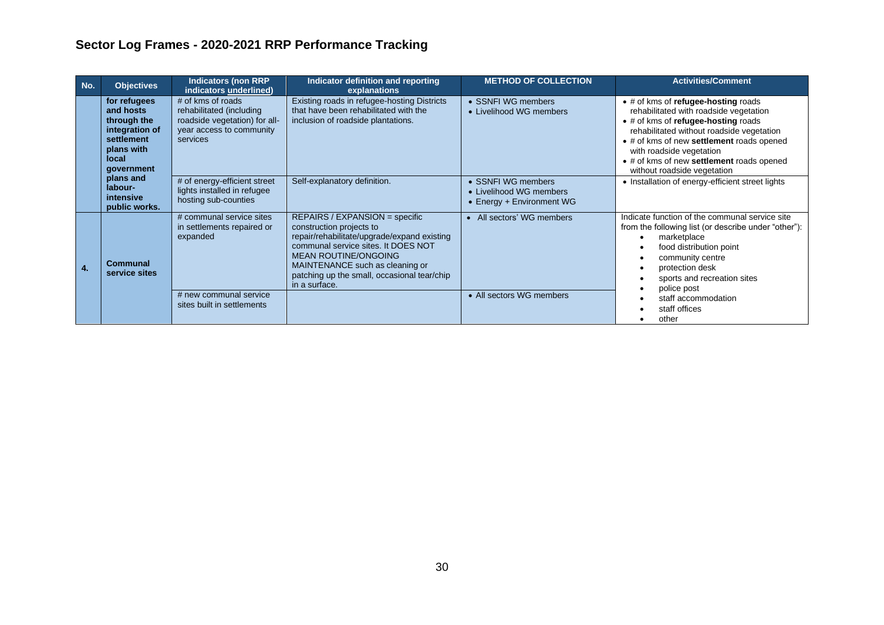## Sector Log Frames - 2020-2021 RRP Performance Tracking

| No. | Objectives | Indicators (non RRP indicators underlined) | Indicator definition and reporting explanations | METHOD OF COLLECTION | Activities/Comment |
|---|---|---|---|---|---|
| | **for refugees and hosts through the integration of settlement plans with local government plans and labour-intensive public works.** | # of kms of roads rehabilitated (including roadside vegetation) for all-year access to community services | Existing roads in refugee-hosting Districts that have been rehabilitated with the inclusion of roadside plantations. | • SSNFI WG members<br>• Livelihood WG members | • # of kms of **refugee-hosting** roads rehabilitated with roadside vegetation<br>• # of kms of **refugee-hosting** roads rehabilitated without roadside vegetation<br>• # of kms of new **settlement** roads opened with roadside vegetation<br>• # of kms of new **settlement** roads opened without roadside vegetation |
| | | # of energy-efficient street lights installed in refugee hosting sub-counties | Self-explanatory definition. | • SSNFI WG members<br>• Livelihood WG members<br>• Energy + Environment WG | • Installation of energy-efficient street lights |
| **4.** | **Communal service sites** | # communal service sites in settlements repaired or expanded | REPAIRS / EXPANSION = specific construction projects to repair/rehabilitate/upgrade/expand existing communal service sites. It DOES NOT MEAN ROUTINE/ONGOING MAINTENANCE such as cleaning or patching up the small, occasional tear/chip in a surface. | • All sectors' WG members | Indicate function of the communal service site from the following list (or describe under "other"):<br>• marketplace<br>• food distribution point<br>• community centre<br>• protection desk<br>• sports and recreation sites<br>• police post<br>• staff accommodation<br>• staff offices<br>• other |
| | | # new communal service sites built in settlements | | • All sectors WG members | |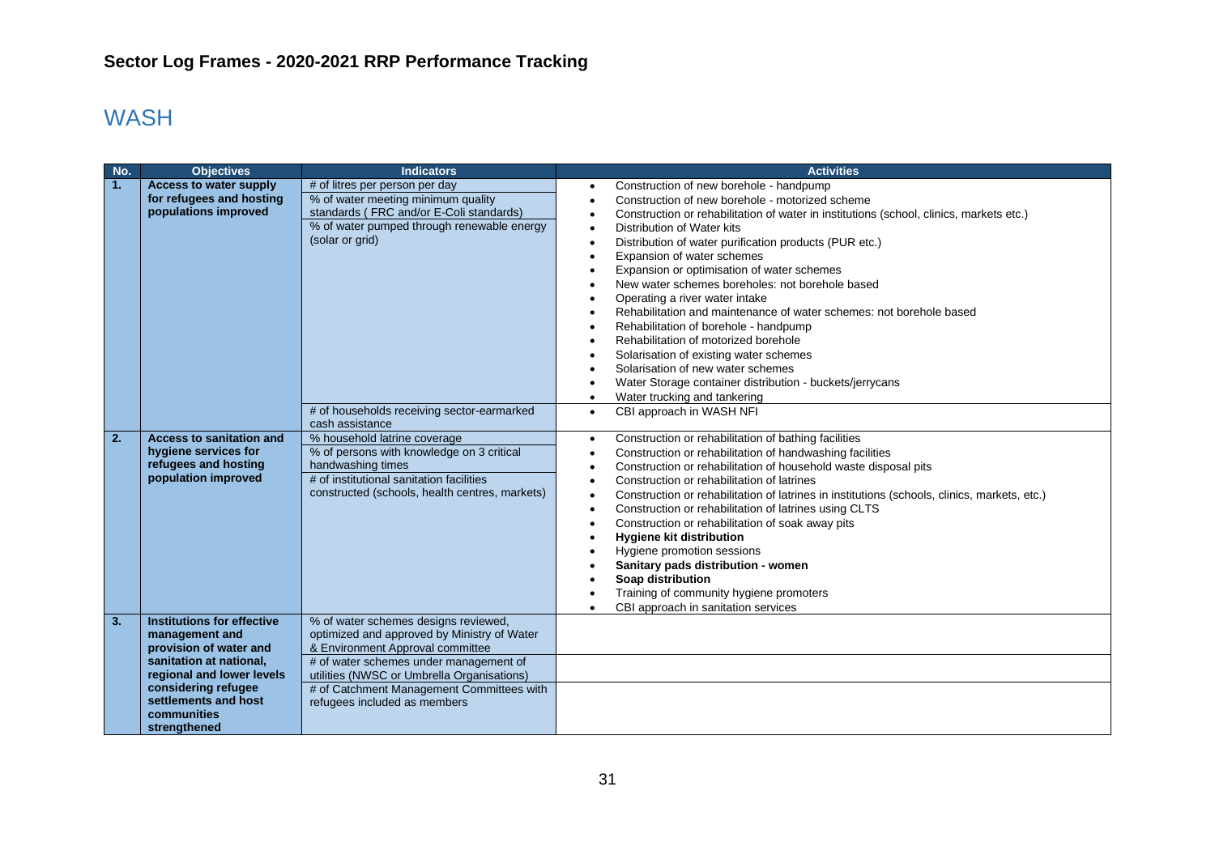## Sector Log Frames - 2020-2021 RRP Performance Tracking

# WASH

| No. | Objectives | Indicators | Activities |
|---|---|---|---|
| **1.** | **Access to water supply for refugees and hosting populations improved** | # of litres per person per day<br>% of water meeting minimum quality standards ( FRC and/or E-Coli standards)<br>% of water pumped through renewable energy (solar or grid) | • Construction of new borehole - handpump<br>• Construction of new borehole - motorized scheme<br>• Construction or rehabilitation of water in institutions (school, clinics, markets etc.)<br>• Distribution of Water kits<br>• Distribution of water purification products (PUR etc.)<br>• Expansion of water schemes<br>• Expansion or optimisation of water schemes<br>• New water schemes boreholes: not borehole based<br>• Operating a river water intake<br>• Rehabilitation and maintenance of water schemes: not borehole based<br>• Rehabilitation of borehole - handpump<br>• Rehabilitation of motorized borehole<br>• Solarisation of existing water schemes<br>• Solarisation of new water schemes<br>• Water Storage container distribution - buckets/jerrycans<br>• Water trucking and tankering |
| | | # of households receiving sector-earmarked cash assistance | • CBI approach in WASH NFI |
| **2.** | **Access to sanitation and hygiene services for refugees and hosting population improved** | % household latrine coverage<br>% of persons with knowledge on 3 critical handwashing times<br># of institutional sanitation facilities constructed (schools, health centres, markets) | • Construction or rehabilitation of bathing facilities<br>• Construction or rehabilitation of handwashing facilities<br>• Construction or rehabilitation of household waste disposal pits<br>• Construction or rehabilitation of latrines<br>• Construction or rehabilitation of latrines in institutions (schools, clinics, markets, etc.)<br>• Construction or rehabilitation of latrines using CLTS<br>• Construction or rehabilitation of soak away pits<br>• **Hygiene kit distribution**<br>• Hygiene promotion sessions<br>• **Sanitary pads distribution - women**<br>• **Soap distribution**<br>• Training of community hygiene promoters<br>• CBI approach in sanitation services |
| **3.** | **Institutions for effective management and provision of water and sanitation at national, regional and lower levels considering refugee settlements and host communities strengthened** | % of water schemes designs reviewed, optimized and approved by Ministry of Water & Environment Approval committee | |
| | | # of water schemes under management of utilities (NWSC or Umbrella Organisations) | |
| | | # of Catchment Management Committees with refugees included as members | |